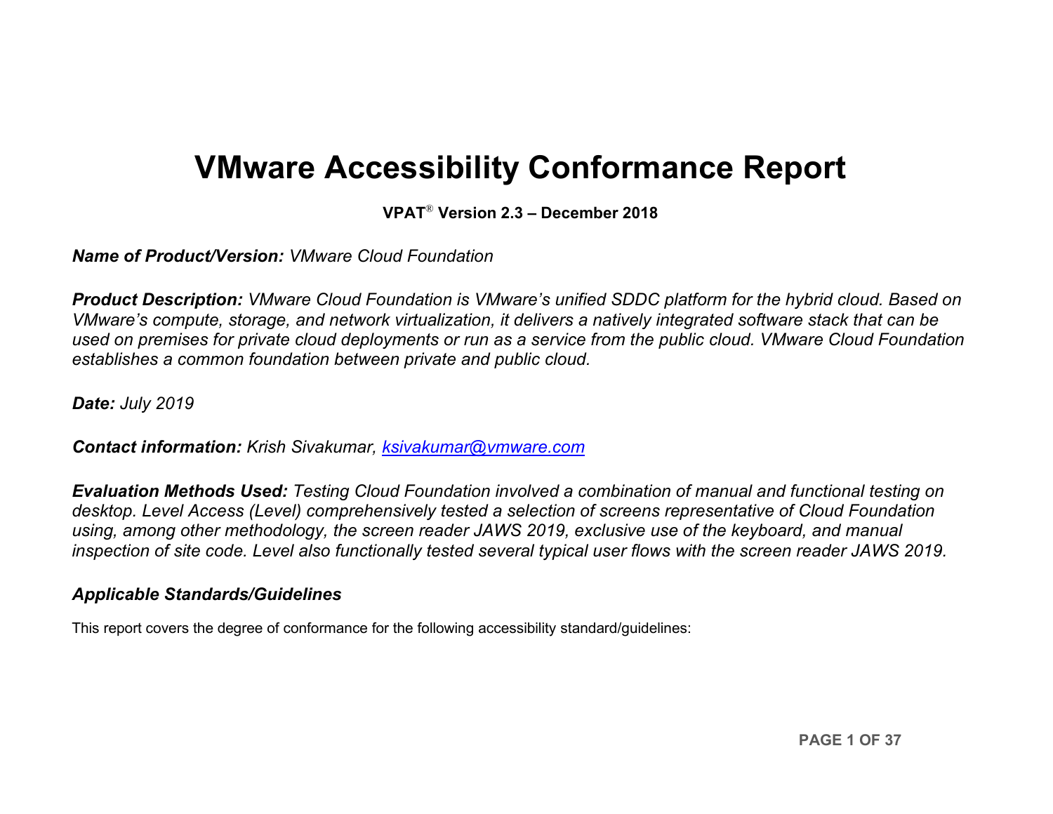# VMware Accessibility Conformance Report

**VPAT® Version 2.3 – December 2018**

***Name of Product/Version:*** *VMware Cloud Foundation*

***Product Description:*** *VMware Cloud Foundation is VMware's unified SDDC platform for the hybrid cloud. Based on VMware's compute, storage, and network virtualization, it delivers a natively integrated software stack that can be used on premises for private cloud deployments or run as a service from the public cloud. VMware Cloud Foundation establishes a common foundation between private and public cloud.*

***Date:*** *July 2019*

***Contact information:*** *Krish Sivakumar, [ksivakumar@vmware.com](mailto:ksivakumar@vmware.com)*

***Evaluation Methods Used:*** *Testing Cloud Foundation involved a combination of manual and functional testing on desktop. Level Access (Level) comprehensively tested a selection of screens representative of Cloud Foundation using, among other methodology, the screen reader JAWS 2019, exclusive use of the keyboard, and manual inspection of site code. Level also functionally tested several typical user flows with the screen reader JAWS 2019.*

## *Applicable Standards/Guidelines*

This report covers the degree of conformance for the following accessibility standard/guidelines: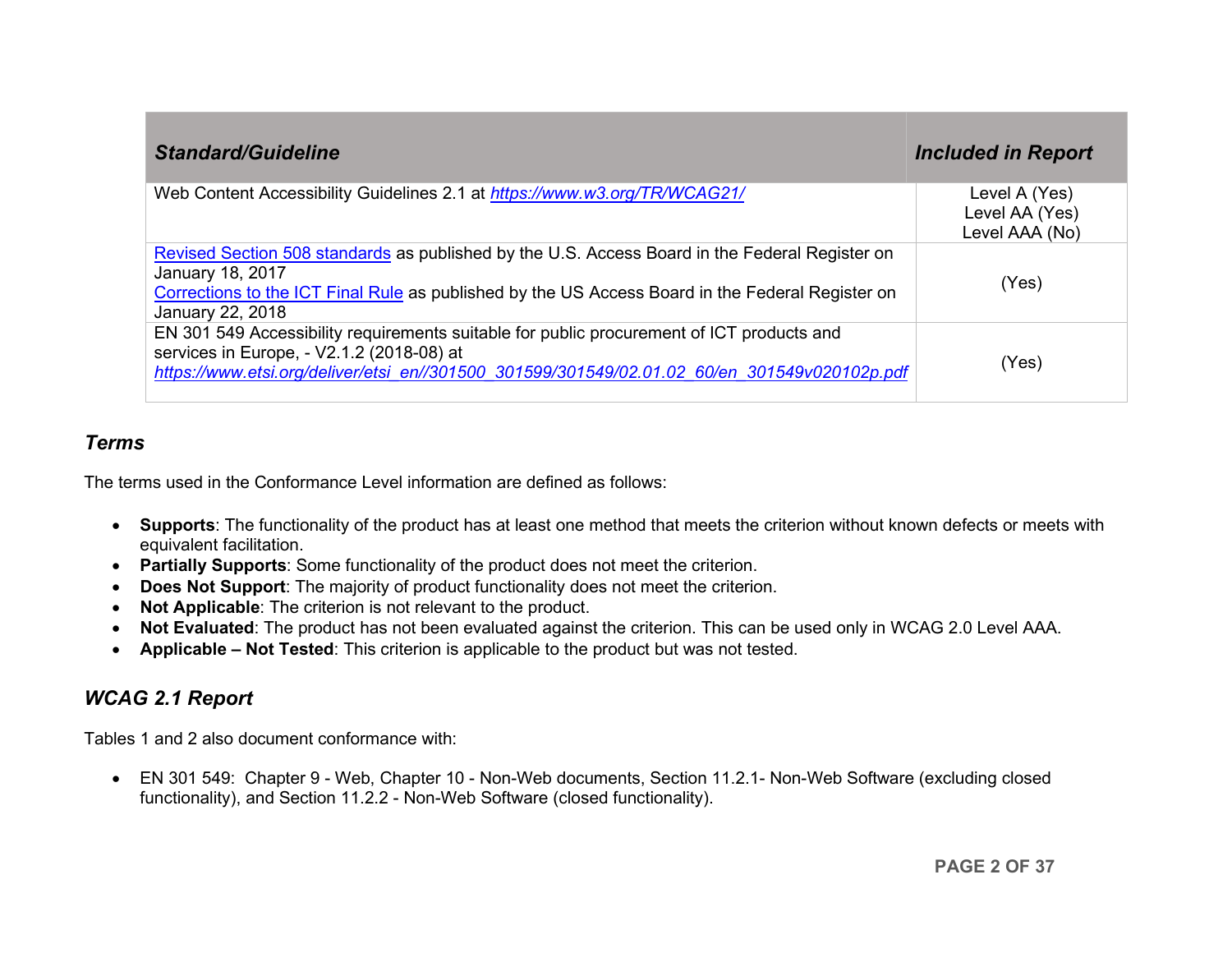| *Standard/Guideline* | *Included in Report* |
|---|---|
| Web Content Accessibility Guidelines 2.1 at *https://www.w3.org/TR/WCAG21/* | Level A (Yes)<br>Level AA (Yes)<br>Level AAA (No) |
| Revised Section 508 standards as published by the U.S. Access Board in the Federal Register on January 18, 2017<br>Corrections to the ICT Final Rule as published by the US Access Board in the Federal Register on January 22, 2018 | (Yes) |
| EN 301 549 Accessibility requirements suitable for public procurement of ICT products and services in Europe, - V2.1.2 (2018-08) at *https://www.etsi.org/deliver/etsi_en//301500_301599/301549/02.01.02_60/en_301549v020102p.pdf* | (Yes) |

## *Terms*

The terms used in the Conformance Level information are defined as follows:

- **Supports**: The functionality of the product has at least one method that meets the criterion without known defects or meets with equivalent facilitation.
- **Partially Supports**: Some functionality of the product does not meet the criterion.
- **Does Not Support**: The majority of product functionality does not meet the criterion.
- **Not Applicable**: The criterion is not relevant to the product.
- **Not Evaluated**: The product has not been evaluated against the criterion. This can be used only in WCAG 2.0 Level AAA.
- **Applicable – Not Tested**: This criterion is applicable to the product but was not tested.

## *WCAG 2.1 Report*

Tables 1 and 2 also document conformance with:

- EN 301 549: Chapter 9 - Web, Chapter 10 - Non-Web documents, Section 11.2.1- Non-Web Software (excluding closed functionality), and Section 11.2.2 - Non-Web Software (closed functionality).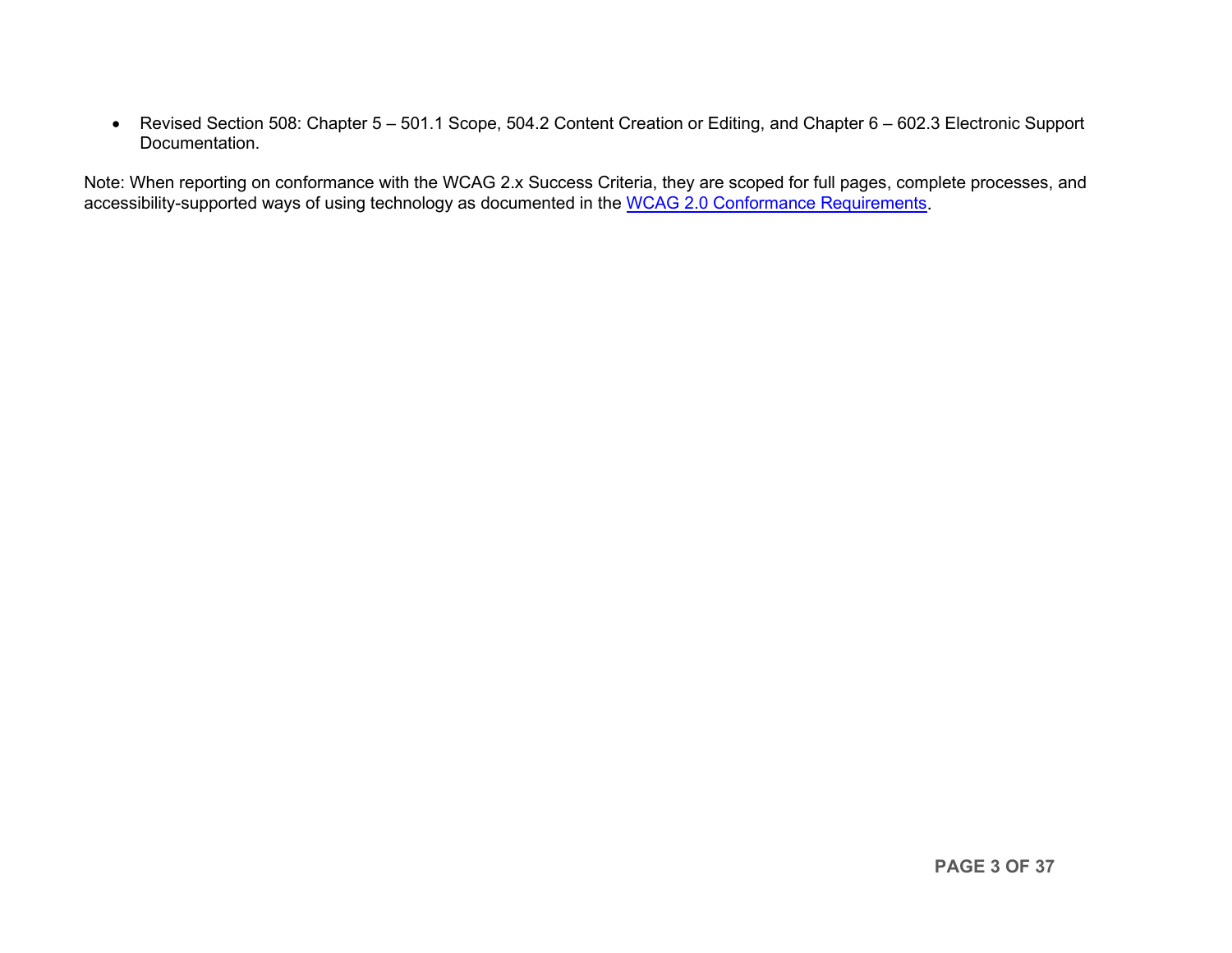- Revised Section 508: Chapter 5 – 501.1 Scope, 504.2 Content Creation or Editing, and Chapter 6 – 602.3 Electronic Support Documentation.

Note: When reporting on conformance with the WCAG 2.x Success Criteria, they are scoped for full pages, complete processes, and accessibility-supported ways of using technology as documented in the [WCAG 2.0 Conformance Requirements](WCAG 2.0 Conformance Requirements).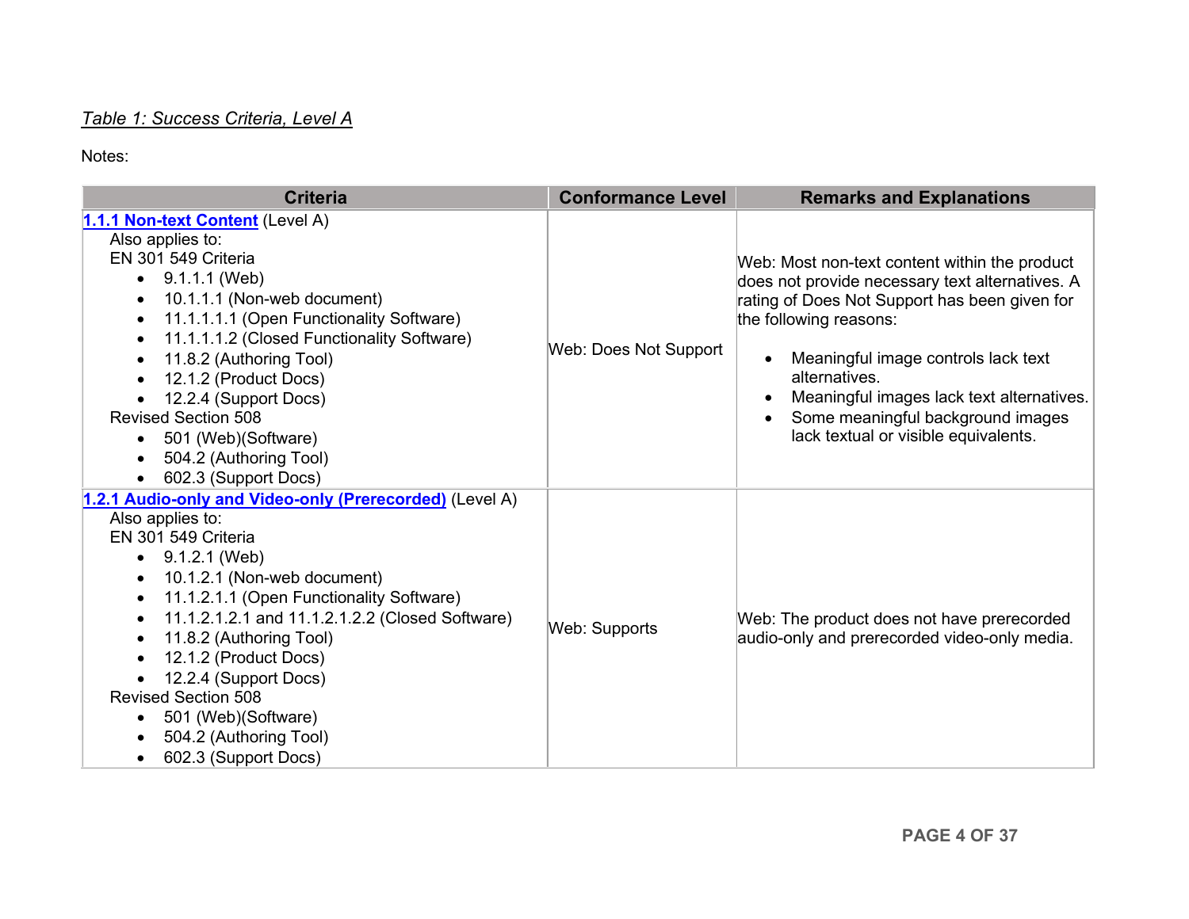*Table 1: Success Criteria, Level A*

Notes:

| Criteria | Conformance Level | Remarks and Explanations |
| --- | --- | --- |
| **1.1.1 Non-text Content** (Level A)<br>Also applies to:<br>EN 301 549 Criteria<br>• 9.1.1.1 (Web)<br>• 10.1.1.1 (Non-web document)<br>• 11.1.1.1.1 (Open Functionality Software)<br>• 11.1.1.1.2 (Closed Functionality Software)<br>• 11.8.2 (Authoring Tool)<br>• 12.1.2 (Product Docs)<br>• 12.2.4 (Support Docs)<br>Revised Section 508<br>• 501 (Web)(Software)<br>• 504.2 (Authoring Tool)<br>• 602.3 (Support Docs) | Web: Does Not Support | Web: Most non-text content within the product does not provide necessary text alternatives. A rating of Does Not Support has been given for the following reasons:<br>• Meaningful image controls lack text alternatives.<br>• Meaningful images lack text alternatives.<br>• Some meaningful background images lack textual or visible equivalents. |
| **1.2.1 Audio-only and Video-only (Prerecorded)** (Level A)<br>Also applies to:<br>EN 301 549 Criteria<br>• 9.1.2.1 (Web)<br>• 10.1.2.1 (Non-web document)<br>• 11.1.2.1.1 (Open Functionality Software)<br>• 11.1.2.1.2.1 and 11.1.2.1.2.2 (Closed Software)<br>• 11.8.2 (Authoring Tool)<br>• 12.1.2 (Product Docs)<br>• 12.2.4 (Support Docs)<br>Revised Section 508<br>• 501 (Web)(Software)<br>• 504.2 (Authoring Tool)<br>• 602.3 (Support Docs) | Web: Supports | Web: The product does not have prerecorded audio-only and prerecorded video-only media. |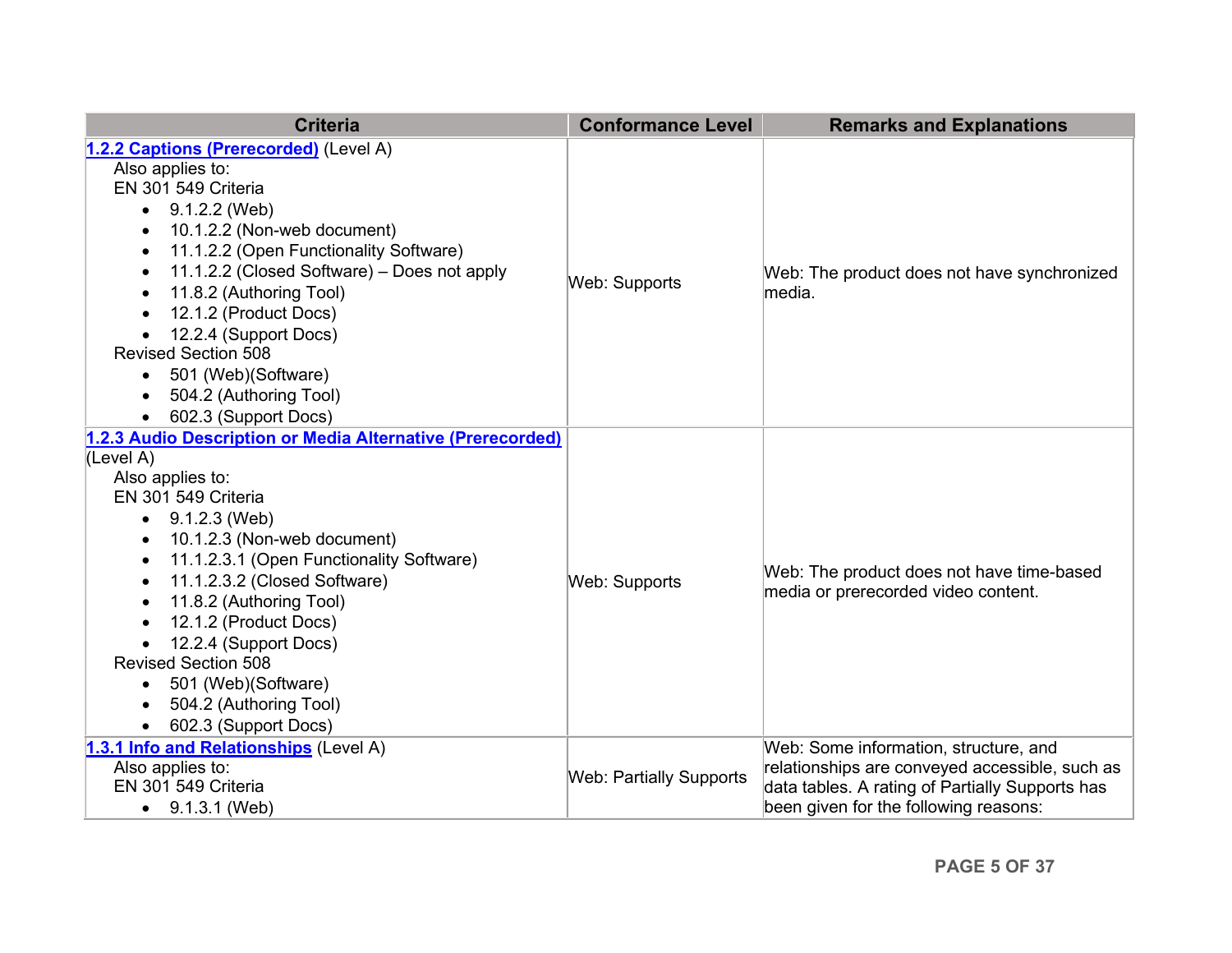| Criteria | Conformance Level | Remarks and Explanations |
|---|---|---|
| **[1.2.2 Captions (Prerecorded)]** (Level A)<br>Also applies to:<br>EN 301 549 Criteria<br>• 9.1.2.2 (Web)<br>• 10.1.2.2 (Non-web document)<br>• 11.1.2.2 (Open Functionality Software)<br>• 11.1.2.2 (Closed Software) – Does not apply<br>• 11.8.2 (Authoring Tool)<br>• 12.1.2 (Product Docs)<br>• 12.2.4 (Support Docs)<br>Revised Section 508<br>• 501 (Web)(Software)<br>• 504.2 (Authoring Tool)<br>• 602.3 (Support Docs) | Web: Supports | Web: The product does not have synchronized media. |
| **[1.2.3 Audio Description or Media Alternative (Prerecorded)]** (Level A)<br>Also applies to:<br>EN 301 549 Criteria<br>• 9.1.2.3 (Web)<br>• 10.1.2.3 (Non-web document)<br>• 11.1.2.3.1 (Open Functionality Software)<br>• 11.1.2.3.2 (Closed Software)<br>• 11.8.2 (Authoring Tool)<br>• 12.1.2 (Product Docs)<br>• 12.2.4 (Support Docs)<br>Revised Section 508<br>• 501 (Web)(Software)<br>• 504.2 (Authoring Tool)<br>• 602.3 (Support Docs) | Web: Supports | Web: The product does not have time-based media or prerecorded video content. |
| **[1.3.1 Info and Relationships]** (Level A)<br>Also applies to:<br>EN 301 549 Criteria<br>• 9.1.3.1 (Web) | Web: Partially Supports | Web: Some information, structure, and relationships are conveyed accessible, such as data tables. A rating of Partially Supports has been given for the following reasons: |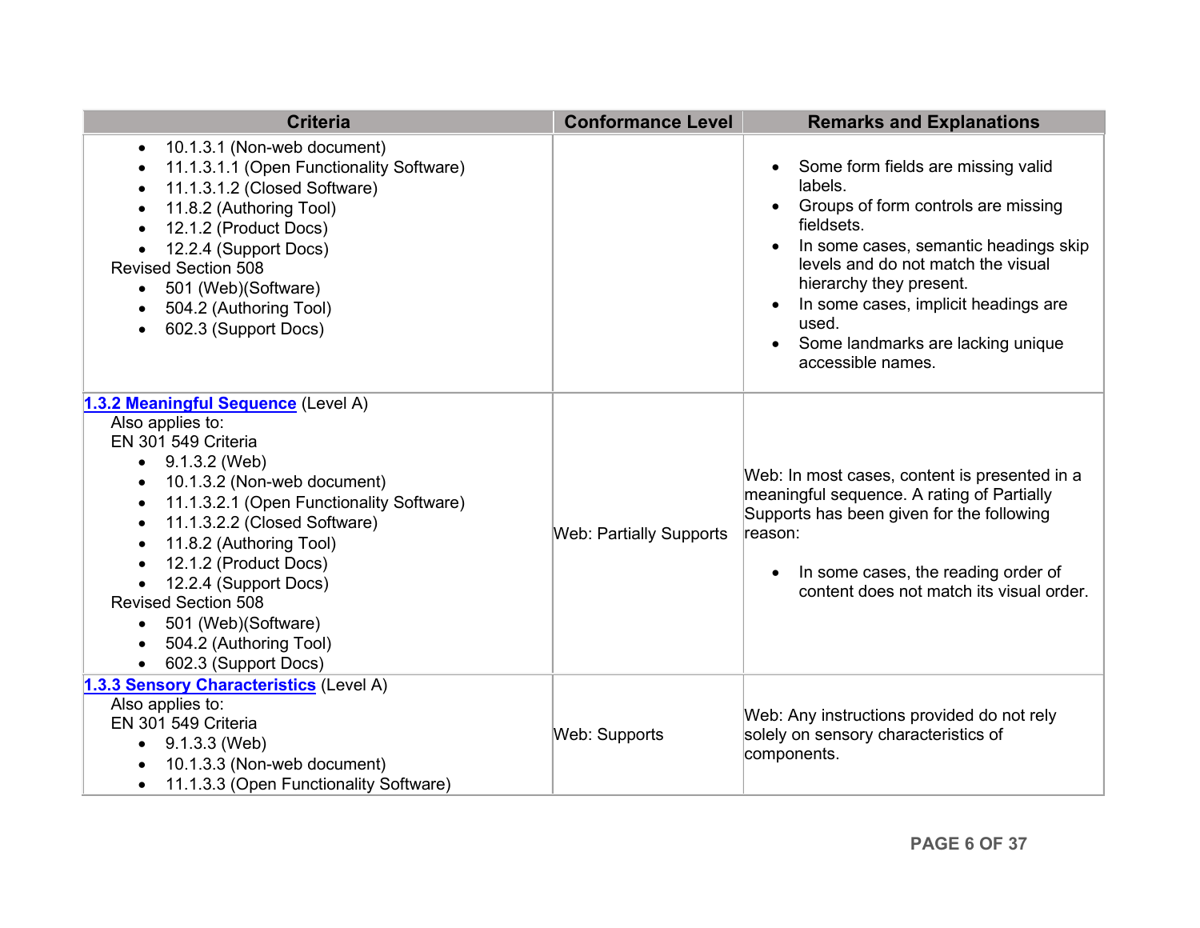| Criteria | Conformance Level | Remarks and Explanations |
| --- | --- | --- |
| <ul><li>10.1.3.1 (Non-web document)</li><li>11.1.3.1.1 (Open Functionality Software)</li><li>11.1.3.1.2 (Closed Software)</li><li>11.8.2 (Authoring Tool)</li><li>12.1.2 (Product Docs)</li><li>12.2.4 (Support Docs)</li></ul>Revised Section 508<ul><li>501 (Web)(Software)</li><li>504.2 (Authoring Tool)</li><li>602.3 (Support Docs)</li></ul> | | <ul><li>Some form fields are missing valid labels.</li><li>Groups of form controls are missing fieldsets.</li><li>In some cases, semantic headings skip levels and do not match the visual hierarchy they present.</li><li>In some cases, implicit headings are used.</li><li>Some landmarks are lacking unique accessible names.</li></ul> |
| **1.3.2 Meaningful Sequence** (Level A)<br>Also applies to:<br>EN 301 549 Criteria<ul><li>9.1.3.2 (Web)</li><li>10.1.3.2 (Non-web document)</li><li>11.1.3.2.1 (Open Functionality Software)</li><li>11.1.3.2.2 (Closed Software)</li><li>11.8.2 (Authoring Tool)</li><li>12.1.2 (Product Docs)</li><li>12.2.4 (Support Docs)</li></ul>Revised Section 508<ul><li>501 (Web)(Software)</li><li>504.2 (Authoring Tool)</li><li>602.3 (Support Docs)</li></ul> | Web: Partially Supports | Web: In most cases, content is presented in a meaningful sequence. A rating of Partially Supports has been given for the following reason:<ul><li>In some cases, the reading order of content does not match its visual order.</li></ul> |
| **1.3.3 Sensory Characteristics** (Level A)<br>Also applies to:<br>EN 301 549 Criteria<ul><li>9.1.3.3 (Web)</li><li>10.1.3.3 (Non-web document)</li><li>11.1.3.3 (Open Functionality Software)</li></ul> | Web: Supports | Web: Any instructions provided do not rely solely on sensory characteristics of components. |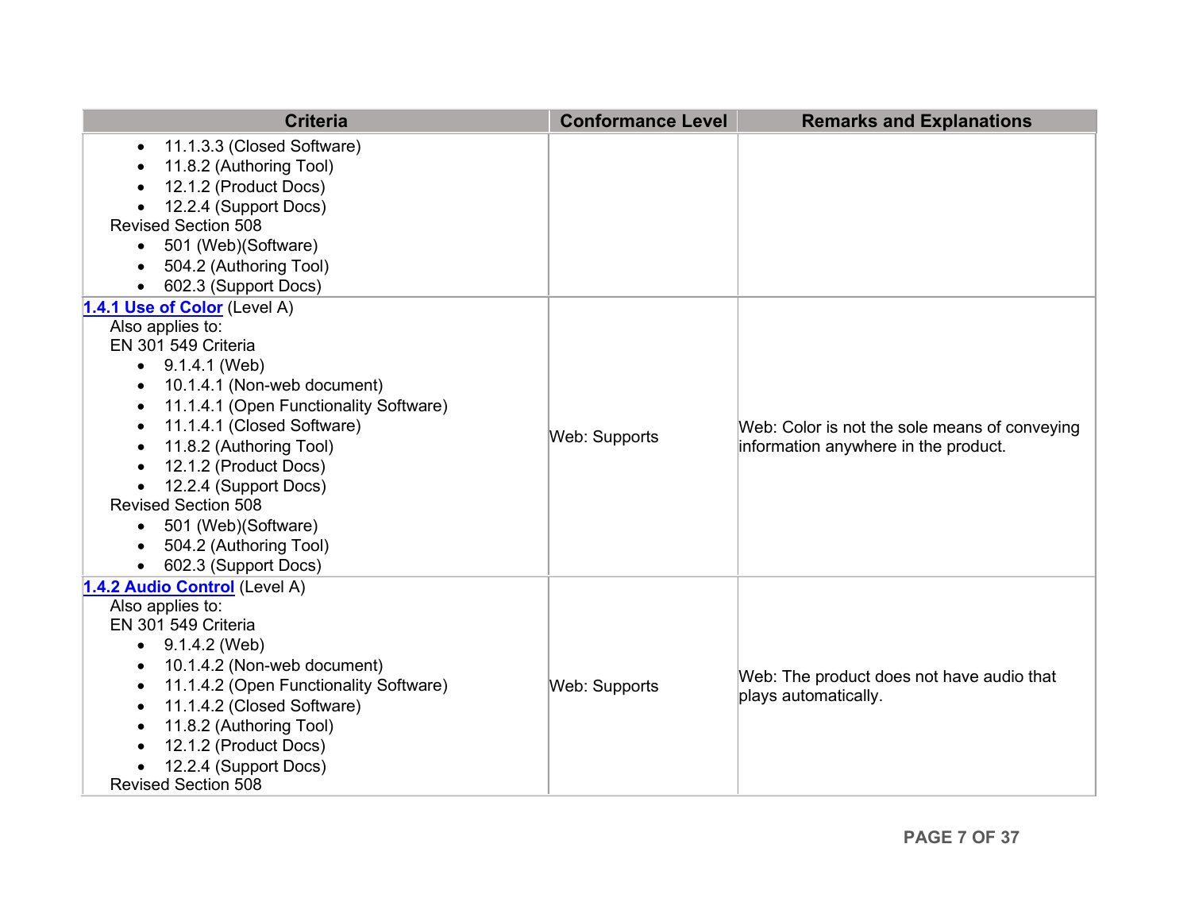| Criteria | Conformance Level | Remarks and Explanations |
|---|---|---|
| • 11.1.3.3 (Closed Software)<br>• 11.8.2 (Authoring Tool)<br>• 12.1.2 (Product Docs)<br>• 12.2.4 (Support Docs)<br>Revised Section 508<br>• 501 (Web)(Software)<br>• 504.2 (Authoring Tool)<br>• 602.3 (Support Docs) | | |
| **1.4.1 Use of Color** (Level A)<br>Also applies to:<br>EN 301 549 Criteria<br>• 9.1.4.1 (Web)<br>• 10.1.4.1 (Non-web document)<br>• 11.1.4.1 (Open Functionality Software)<br>• 11.1.4.1 (Closed Software)<br>• 11.8.2 (Authoring Tool)<br>• 12.1.2 (Product Docs)<br>• 12.2.4 (Support Docs)<br>Revised Section 508<br>• 501 (Web)(Software)<br>• 504.2 (Authoring Tool)<br>• 602.3 (Support Docs) | Web: Supports | Web: Color is not the sole means of conveying information anywhere in the product. |
| **1.4.2 Audio Control** (Level A)<br>Also applies to:<br>EN 301 549 Criteria<br>• 9.1.4.2 (Web)<br>• 10.1.4.2 (Non-web document)<br>• 11.1.4.2 (Open Functionality Software)<br>• 11.1.4.2 (Closed Software)<br>• 11.8.2 (Authoring Tool)<br>• 12.1.2 (Product Docs)<br>• 12.2.4 (Support Docs)<br>Revised Section 508 | Web: Supports | Web: The product does not have audio that plays automatically. |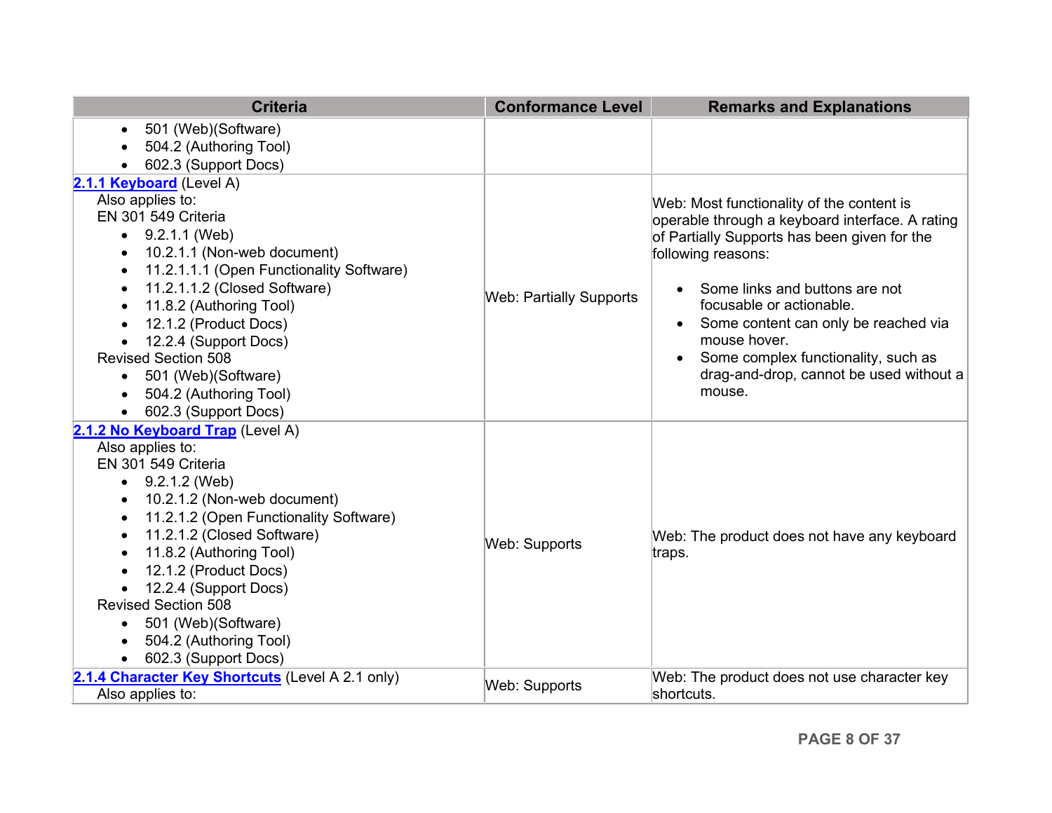| Criteria | Conformance Level | Remarks and Explanations |
| --- | --- | --- |
| • 501 (Web)(Software)<br>• 504.2 (Authoring Tool)<br>• 602.3 (Support Docs) | | |
| **2.1.1 Keyboard** (Level A)<br>Also applies to:<br>EN 301 549 Criteria<br>• 9.2.1.1 (Web)<br>• 10.2.1.1 (Non-web document)<br>• 11.2.1.1.1 (Open Functionality Software)<br>• 11.2.1.1.2 (Closed Software)<br>• 11.8.2 (Authoring Tool)<br>• 12.1.2 (Product Docs)<br>• 12.2.4 (Support Docs)<br>Revised Section 508<br>• 501 (Web)(Software)<br>• 504.2 (Authoring Tool)<br>• 602.3 (Support Docs) | Web: Partially Supports | Web: Most functionality of the content is operable through a keyboard interface. A rating of Partially Supports has been given for the following reasons:<br>• Some links and buttons are not focusable or actionable.<br>• Some content can only be reached via mouse hover.<br>• Some complex functionality, such as drag-and-drop, cannot be used without a mouse. |
| **2.1.2 No Keyboard Trap** (Level A)<br>Also applies to:<br>EN 301 549 Criteria<br>• 9.2.1.2 (Web)<br>• 10.2.1.2 (Non-web document)<br>• 11.2.1.2 (Open Functionality Software)<br>• 11.2.1.2 (Closed Software)<br>• 11.8.2 (Authoring Tool)<br>• 12.1.2 (Product Docs)<br>• 12.2.4 (Support Docs)<br>Revised Section 508<br>• 501 (Web)(Software)<br>• 504.2 (Authoring Tool)<br>• 602.3 (Support Docs) | Web: Supports | Web: The product does not have any keyboard traps. |
| **2.1.4 Character Key Shortcuts** (Level A 2.1 only)<br>Also applies to: | Web: Supports | Web: The product does not use character key shortcuts. |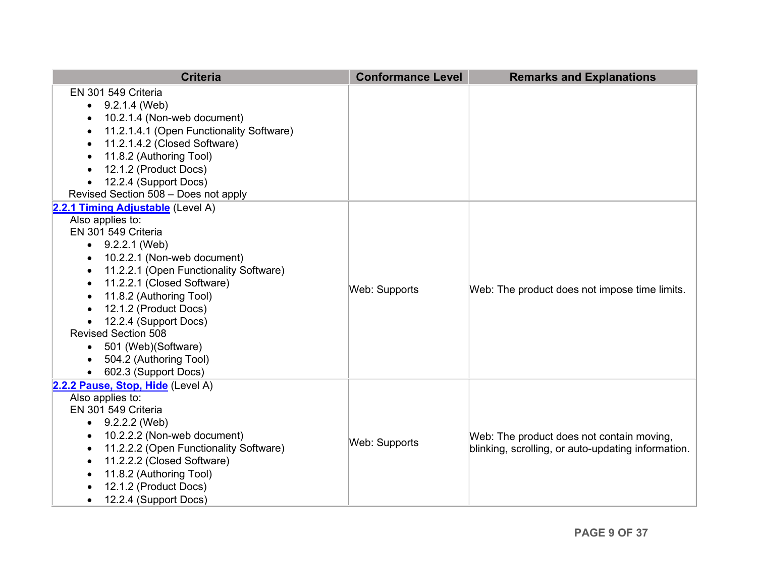| Criteria | Conformance Level | Remarks and Explanations |
|---|---|---|
| EN 301 549 Criteria<br>• 9.2.1.4 (Web)<br>• 10.2.1.4 (Non-web document)<br>• 11.2.1.4.1 (Open Functionality Software)<br>• 11.2.1.4.2 (Closed Software)<br>• 11.8.2 (Authoring Tool)<br>• 12.1.2 (Product Docs)<br>• 12.2.4 (Support Docs)<br>Revised Section 508 – Does not apply | | |
| **2.2.1 Timing Adjustable** (Level A)<br>Also applies to:<br>EN 301 549 Criteria<br>• 9.2.2.1 (Web)<br>• 10.2.2.1 (Non-web document)<br>• 11.2.2.1 (Open Functionality Software)<br>• 11.2.2.1 (Closed Software)<br>• 11.8.2 (Authoring Tool)<br>• 12.1.2 (Product Docs)<br>• 12.2.4 (Support Docs)<br>Revised Section 508<br>• 501 (Web)(Software)<br>• 504.2 (Authoring Tool)<br>• 602.3 (Support Docs) | Web: Supports | Web: The product does not impose time limits. |
| **2.2.2 Pause, Stop, Hide** (Level A)<br>Also applies to:<br>EN 301 549 Criteria<br>• 9.2.2.2 (Web)<br>• 10.2.2.2 (Non-web document)<br>• 11.2.2.2 (Open Functionality Software)<br>• 11.2.2.2 (Closed Software)<br>• 11.8.2 (Authoring Tool)<br>• 12.1.2 (Product Docs)<br>• 12.2.4 (Support Docs) | Web: Supports | Web: The product does not contain moving, blinking, scrolling, or auto-updating information. |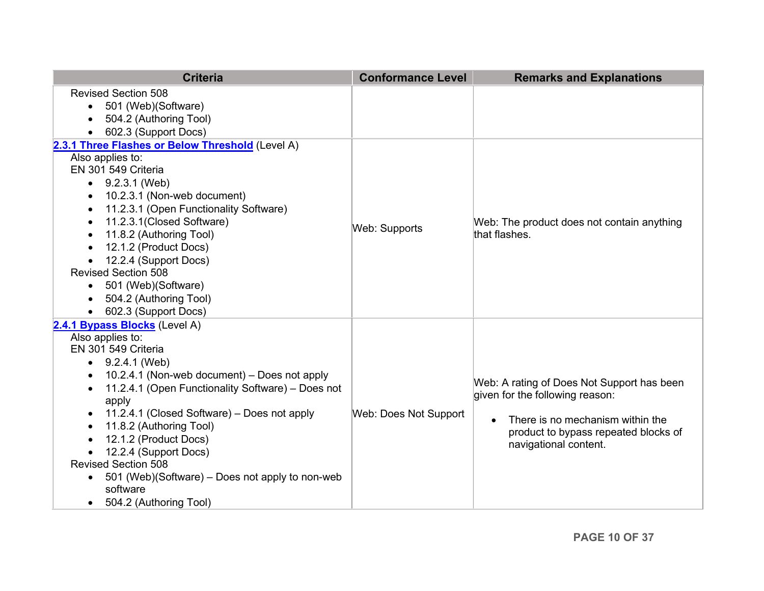| Criteria | Conformance Level | Remarks and Explanations |
| --- | --- | --- |
| Revised Section 508<br>• 501 (Web)(Software)<br>• 504.2 (Authoring Tool)<br>• 602.3 (Support Docs) | | |
| **2.3.1 Three Flashes or Below Threshold** (Level A)<br>Also applies to:<br>EN 301 549 Criteria<br>• 9.2.3.1 (Web)<br>• 10.2.3.1 (Non-web document)<br>• 11.2.3.1 (Open Functionality Software)<br>• 11.2.3.1(Closed Software)<br>• 11.8.2 (Authoring Tool)<br>• 12.1.2 (Product Docs)<br>• 12.2.4 (Support Docs)<br>Revised Section 508<br>• 501 (Web)(Software)<br>• 504.2 (Authoring Tool)<br>• 602.3 (Support Docs) | Web: Supports | Web: The product does not contain anything that flashes. |
| **2.4.1 Bypass Blocks** (Level A)<br>Also applies to:<br>EN 301 549 Criteria<br>• 9.2.4.1 (Web)<br>• 10.2.4.1 (Non-web document) – Does not apply<br>• 11.2.4.1 (Open Functionality Software) – Does not apply<br>• 11.2.4.1 (Closed Software) – Does not apply<br>• 11.8.2 (Authoring Tool)<br>• 12.1.2 (Product Docs)<br>• 12.2.4 (Support Docs)<br>Revised Section 508<br>• 501 (Web)(Software) – Does not apply to non-web software<br>• 504.2 (Authoring Tool) | Web: Does Not Support | Web: A rating of Does Not Support has been given for the following reason:<br>• There is no mechanism within the product to bypass repeated blocks of navigational content. |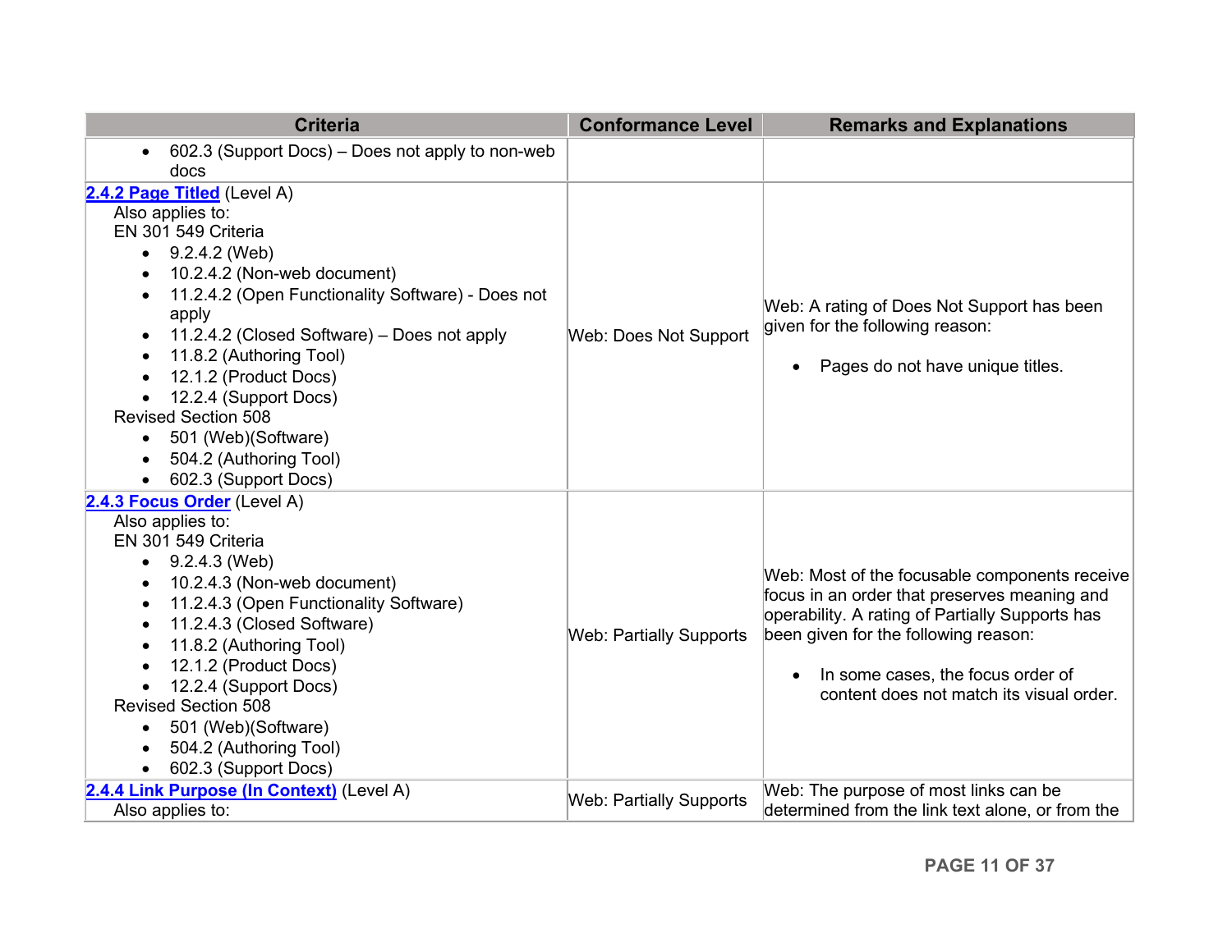| Criteria | Conformance Level | Remarks and Explanations |
| --- | --- | --- |
| • 602.3 (Support Docs) – Does not apply to non-web docs | | |
| [**2.4.2 Page Titled**]() (Level A)<br>Also applies to:<br>EN 301 549 Criteria<br>• 9.2.4.2 (Web)<br>• 10.2.4.2 (Non-web document)<br>• 11.2.4.2 (Open Functionality Software) - Does not apply<br>• 11.2.4.2 (Closed Software) – Does not apply<br>• 11.8.2 (Authoring Tool)<br>• 12.1.2 (Product Docs)<br>• 12.2.4 (Support Docs)<br>Revised Section 508<br>• 501 (Web)(Software)<br>• 504.2 (Authoring Tool)<br>• 602.3 (Support Docs) | Web: Does Not Support | Web: A rating of Does Not Support has been given for the following reason:<br>• Pages do not have unique titles. |
| [**2.4.3 Focus Order**]() (Level A)<br>Also applies to:<br>EN 301 549 Criteria<br>• 9.2.4.3 (Web)<br>• 10.2.4.3 (Non-web document)<br>• 11.2.4.3 (Open Functionality Software)<br>• 11.2.4.3 (Closed Software)<br>• 11.8.2 (Authoring Tool)<br>• 12.1.2 (Product Docs)<br>• 12.2.4 (Support Docs)<br>Revised Section 508<br>• 501 (Web)(Software)<br>• 504.2 (Authoring Tool)<br>• 602.3 (Support Docs) | Web: Partially Supports | Web: Most of the focusable components receive focus in an order that preserves meaning and operability. A rating of Partially Supports has been given for the following reason:<br>• In some cases, the focus order of content does not match its visual order. |
| [**2.4.4 Link Purpose (In Context)**]() (Level A)<br>Also applies to: | Web: Partially Supports | Web: The purpose of most links can be determined from the link text alone, or from the |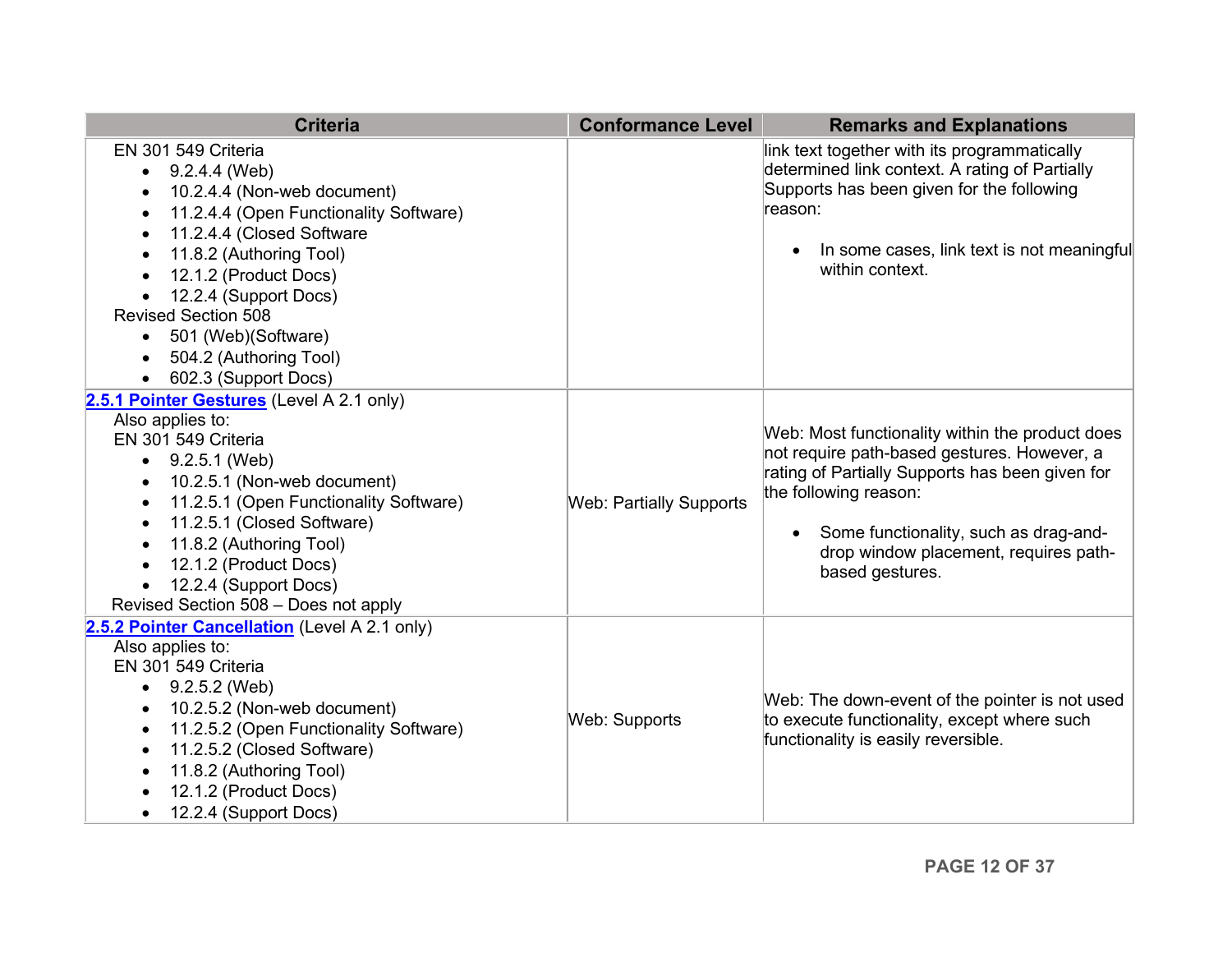| Criteria | Conformance Level | Remarks and Explanations |
|---|---|---|
| EN 301 549 Criteria<br>• 9.2.4.4 (Web)<br>• 10.2.4.4 (Non-web document)<br>• 11.2.4.4 (Open Functionality Software)<br>• 11.2.4.4 (Closed Software<br>• 11.8.2 (Authoring Tool)<br>• 12.1.2 (Product Docs)<br>• 12.2.4 (Support Docs)<br>Revised Section 508<br>• 501 (Web)(Software)<br>• 504.2 (Authoring Tool)<br>• 602.3 (Support Docs) | | link text together with its programmatically determined link context. A rating of Partially Supports has been given for the following reason:<br><br>• In some cases, link text is not meaningful within context. |
| **2.5.1 Pointer Gestures** (Level A 2.1 only)<br>Also applies to:<br>EN 301 549 Criteria<br>• 9.2.5.1 (Web)<br>• 10.2.5.1 (Non-web document)<br>• 11.2.5.1 (Open Functionality Software)<br>• 11.2.5.1 (Closed Software)<br>• 11.8.2 (Authoring Tool)<br>• 12.1.2 (Product Docs)<br>• 12.2.4 (Support Docs)<br>Revised Section 508 – Does not apply | Web: Partially Supports | Web: Most functionality within the product does not require path-based gestures. However, a rating of Partially Supports has been given for the following reason:<br><br>• Some functionality, such as drag-and-drop window placement, requires path-based gestures. |
| **2.5.2 Pointer Cancellation** (Level A 2.1 only)<br>Also applies to:<br>EN 301 549 Criteria<br>• 9.2.5.2 (Web)<br>• 10.2.5.2 (Non-web document)<br>• 11.2.5.2 (Open Functionality Software)<br>• 11.2.5.2 (Closed Software)<br>• 11.8.2 (Authoring Tool)<br>• 12.1.2 (Product Docs)<br>• 12.2.4 (Support Docs) | Web: Supports | Web: The down-event of the pointer is not used to execute functionality, except where such functionality is easily reversible. |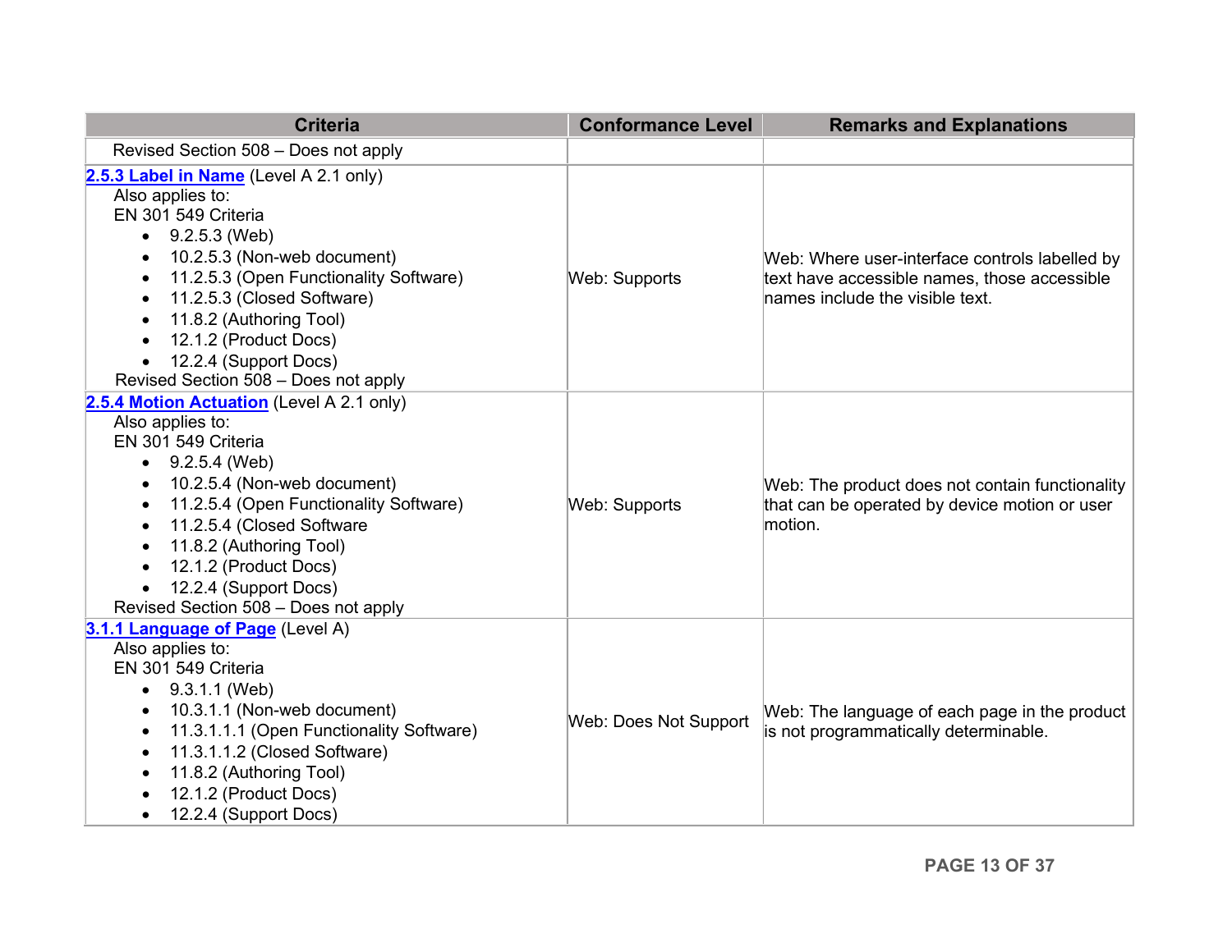| Criteria | Conformance Level | Remarks and Explanations |
|---|---|---|
| Revised Section 508 – Does not apply | | |
| **2.5.3 Label in Name** (Level A 2.1 only)<br>Also applies to:<br>EN 301 549 Criteria<br>• 9.2.5.3 (Web)<br>• 10.2.5.3 (Non-web document)<br>• 11.2.5.3 (Open Functionality Software)<br>• 11.2.5.3 (Closed Software)<br>• 11.8.2 (Authoring Tool)<br>• 12.1.2 (Product Docs)<br>• 12.2.4 (Support Docs)<br>Revised Section 508 – Does not apply | Web: Supports | Web: Where user-interface controls labelled by text have accessible names, those accessible names include the visible text. |
| **2.5.4 Motion Actuation** (Level A 2.1 only)<br>Also applies to:<br>EN 301 549 Criteria<br>• 9.2.5.4 (Web)<br>• 10.2.5.4 (Non-web document)<br>• 11.2.5.4 (Open Functionality Software)<br>• 11.2.5.4 (Closed Software<br>• 11.8.2 (Authoring Tool)<br>• 12.1.2 (Product Docs)<br>• 12.2.4 (Support Docs)<br>Revised Section 508 – Does not apply | Web: Supports | Web: The product does not contain functionality that can be operated by device motion or user motion. |
| **3.1.1 Language of Page** (Level A)<br>Also applies to:<br>EN 301 549 Criteria<br>• 9.3.1.1 (Web)<br>• 10.3.1.1 (Non-web document)<br>• 11.3.1.1.1 (Open Functionality Software)<br>• 11.3.1.1.2 (Closed Software)<br>• 11.8.2 (Authoring Tool)<br>• 12.1.2 (Product Docs)<br>• 12.2.4 (Support Docs) | Web: Does Not Support | Web: The language of each page in the product is not programmatically determinable. |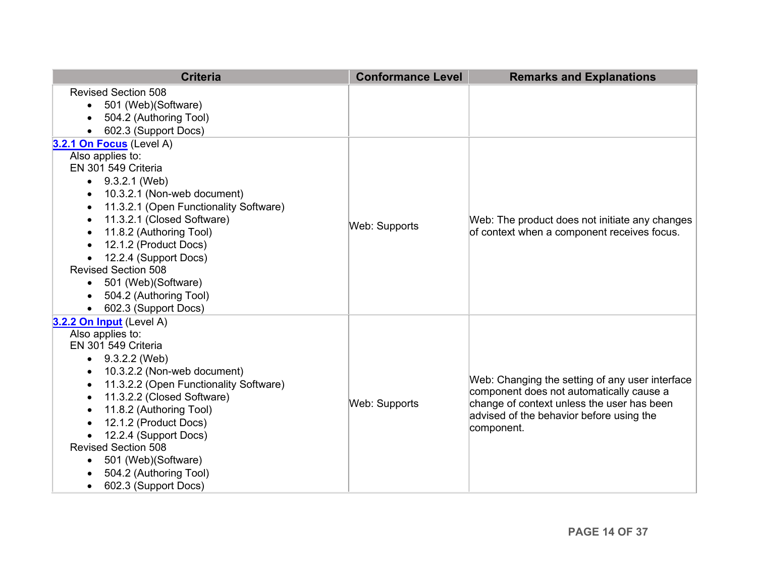| Criteria | Conformance Level | Remarks and Explanations |
|---|---|---|
| Revised Section 508<br>• 501 (Web)(Software)<br>• 504.2 (Authoring Tool)<br>• 602.3 (Support Docs) | | |
| **3.2.1 On Focus** (Level A)<br>Also applies to:<br>EN 301 549 Criteria<br>• 9.3.2.1 (Web)<br>• 10.3.2.1 (Non-web document)<br>• 11.3.2.1 (Open Functionality Software)<br>• 11.3.2.1 (Closed Software)<br>• 11.8.2 (Authoring Tool)<br>• 12.1.2 (Product Docs)<br>• 12.2.4 (Support Docs)<br>Revised Section 508<br>• 501 (Web)(Software)<br>• 504.2 (Authoring Tool)<br>• 602.3 (Support Docs) | Web: Supports | Web: The product does not initiate any changes of context when a component receives focus. |
| **3.2.2 On Input** (Level A)<br>Also applies to:<br>EN 301 549 Criteria<br>• 9.3.2.2 (Web)<br>• 10.3.2.2 (Non-web document)<br>• 11.3.2.2 (Open Functionality Software)<br>• 11.3.2.2 (Closed Software)<br>• 11.8.2 (Authoring Tool)<br>• 12.1.2 (Product Docs)<br>• 12.2.4 (Support Docs)<br>Revised Section 508<br>• 501 (Web)(Software)<br>• 504.2 (Authoring Tool)<br>• 602.3 (Support Docs) | Web: Supports | Web: Changing the setting of any user interface component does not automatically cause a change of context unless the user has been advised of the behavior before using the component. |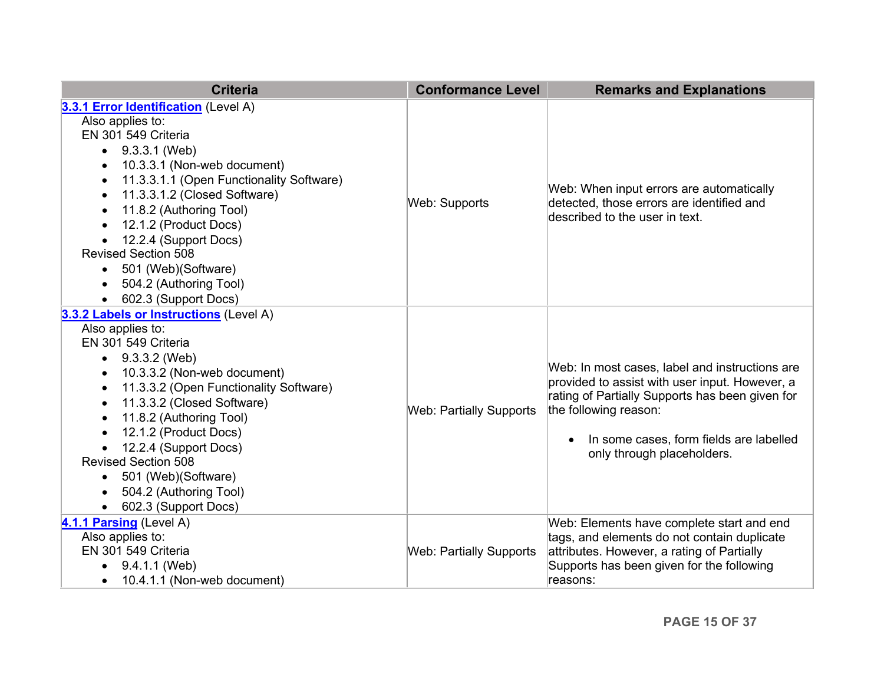| Criteria | Conformance Level | Remarks and Explanations |
|---|---|---|
| **3.3.1 Error Identification** (Level A)<br>Also applies to:<br>EN 301 549 Criteria<br>• 9.3.3.1 (Web)<br>• 10.3.3.1 (Non-web document)<br>• 11.3.3.1.1 (Open Functionality Software)<br>• 11.3.3.1.2 (Closed Software)<br>• 11.8.2 (Authoring Tool)<br>• 12.1.2 (Product Docs)<br>• 12.2.4 (Support Docs)<br>Revised Section 508<br>• 501 (Web)(Software)<br>• 504.2 (Authoring Tool)<br>• 602.3 (Support Docs) | Web: Supports | Web: When input errors are automatically detected, those errors are identified and described to the user in text. |
| **3.3.2 Labels or Instructions** (Level A)<br>Also applies to:<br>EN 301 549 Criteria<br>• 9.3.3.2 (Web)<br>• 10.3.3.2 (Non-web document)<br>• 11.3.3.2 (Open Functionality Software)<br>• 11.3.3.2 (Closed Software)<br>• 11.8.2 (Authoring Tool)<br>• 12.1.2 (Product Docs)<br>• 12.2.4 (Support Docs)<br>Revised Section 508<br>• 501 (Web)(Software)<br>• 504.2 (Authoring Tool)<br>• 602.3 (Support Docs) | Web: Partially Supports | Web: In most cases, label and instructions are provided to assist with user input. However, a rating of Partially Supports has been given for the following reason:<br>• In some cases, form fields are labelled only through placeholders. |
| **4.1.1 Parsing** (Level A)<br>Also applies to:<br>EN 301 549 Criteria<br>• 9.4.1.1 (Web)<br>• 10.4.1.1 (Non-web document) | Web: Partially Supports | Web: Elements have complete start and end tags, and elements do not contain duplicate attributes. However, a rating of Partially Supports has been given for the following reasons: |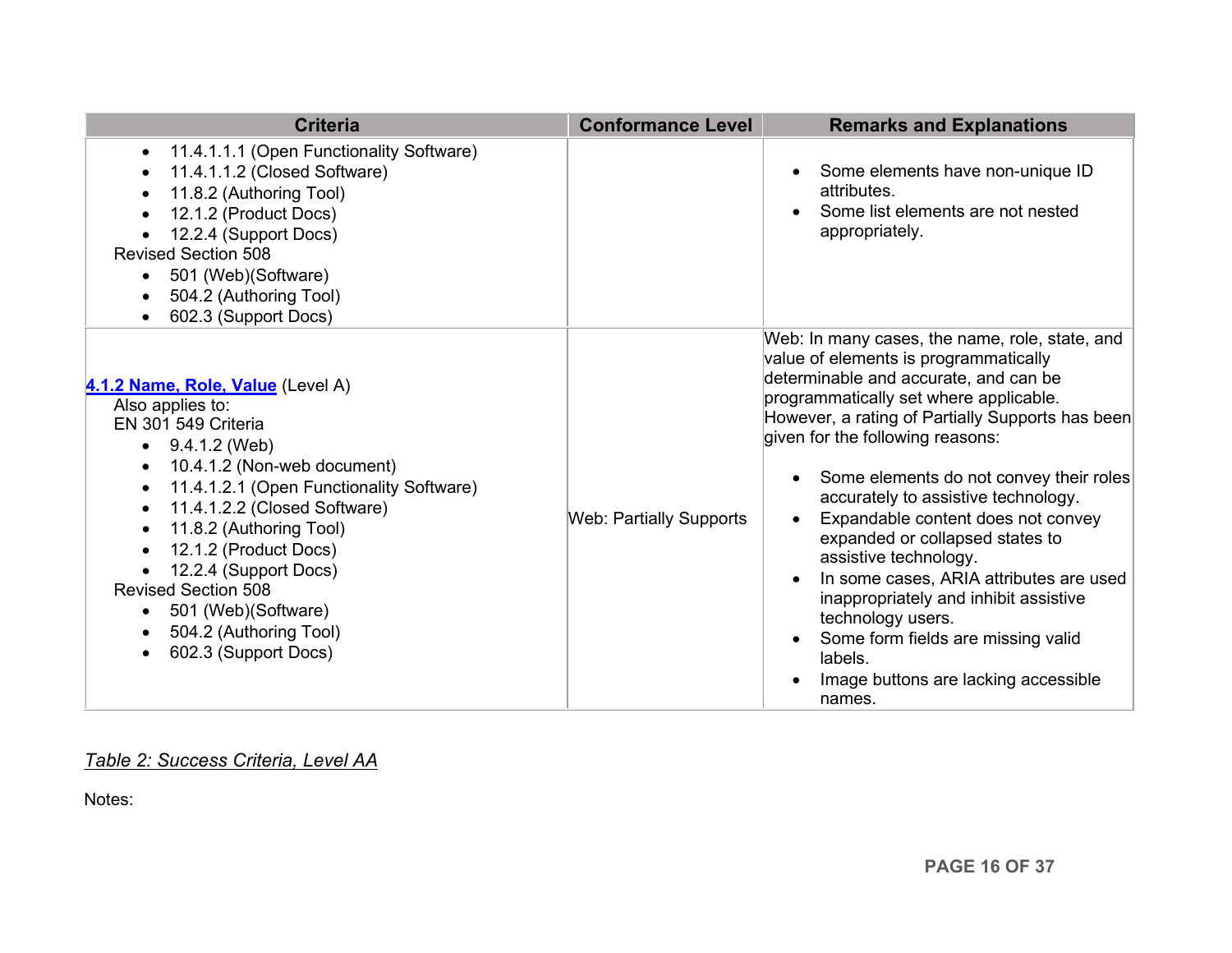| Criteria | Conformance Level | Remarks and Explanations |
|---|---|---|
| • 11.4.1.1.1 (Open Functionality Software)<br>• 11.4.1.1.2 (Closed Software)<br>• 11.8.2 (Authoring Tool)<br>• 12.1.2 (Product Docs)<br>• 12.2.4 (Support Docs)<br>Revised Section 508<br>• 501 (Web)(Software)<br>• 504.2 (Authoring Tool)<br>• 602.3 (Support Docs) | | • Some elements have non-unique ID attributes.<br>• Some list elements are not nested appropriately. |
| [4.1.2 Name, Role, Value](#) (Level A)<br>Also applies to:<br>EN 301 549 Criteria<br>• 9.4.1.2 (Web)<br>• 10.4.1.2 (Non-web document)<br>• 11.4.1.2.1 (Open Functionality Software)<br>• 11.4.1.2.2 (Closed Software)<br>• 11.8.2 (Authoring Tool)<br>• 12.1.2 (Product Docs)<br>• 12.2.4 (Support Docs)<br>Revised Section 508<br>• 501 (Web)(Software)<br>• 504.2 (Authoring Tool)<br>• 602.3 (Support Docs) | Web: Partially Supports | Web: In many cases, the name, role, state, and value of elements is programmatically determinable and accurate, and can be programmatically set where applicable. However, a rating of Partially Supports has been given for the following reasons:<br>• Some elements do not convey their roles accurately to assistive technology.<br>• Expandable content does not convey expanded or collapsed states to assistive technology.<br>• In some cases, ARIA attributes are used inappropriately and inhibit assistive technology users.<br>• Some form fields are missing valid labels.<br>• Image buttons are lacking accessible names. |

*Table 2: Success Criteria, Level AA*

Notes: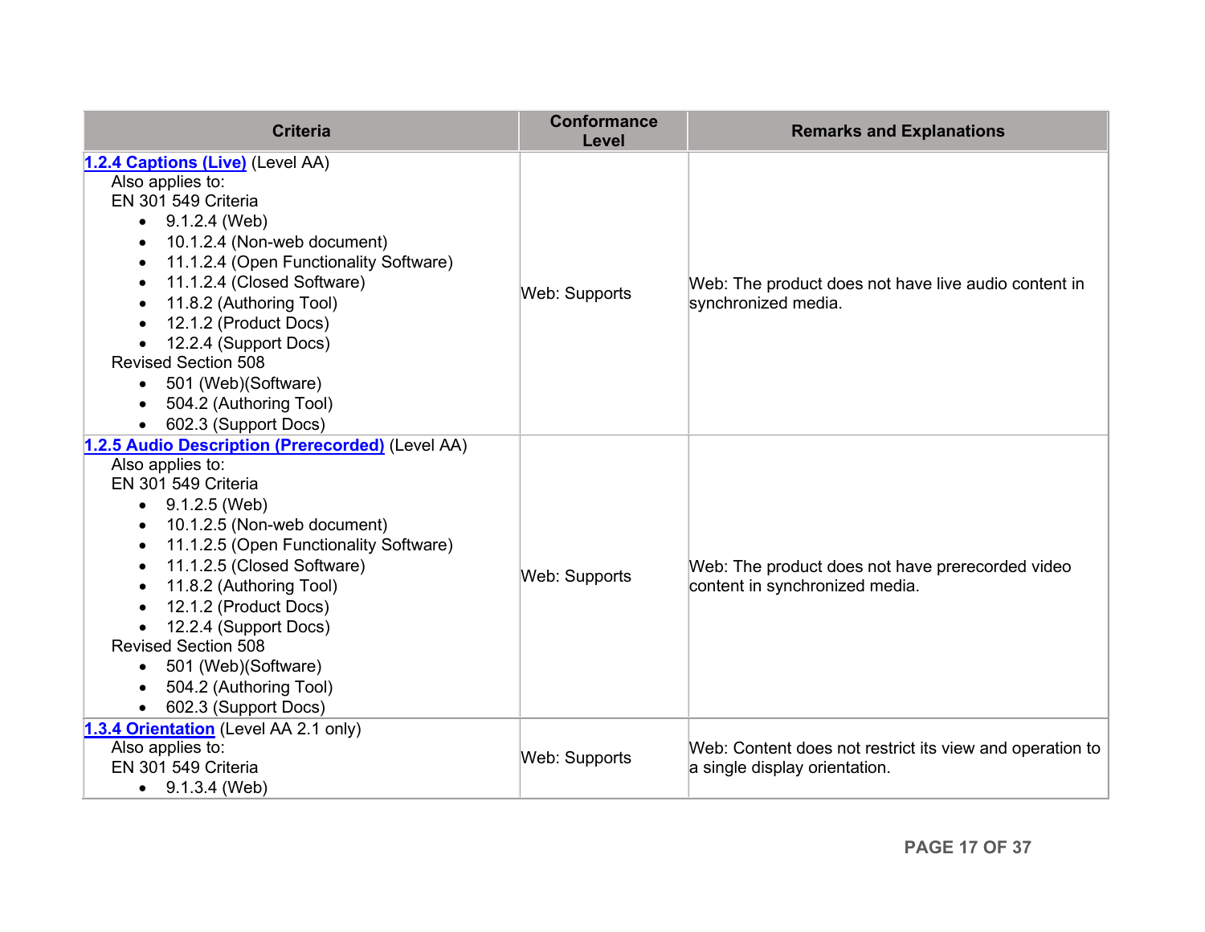| Criteria | Conformance Level | Remarks and Explanations |
| --- | --- | --- |
| **1.2.4 Captions (Live)** (Level AA)<br>Also applies to:<br>EN 301 549 Criteria<br>• 9.1.2.4 (Web)<br>• 10.1.2.4 (Non-web document)<br>• 11.1.2.4 (Open Functionality Software)<br>• 11.1.2.4 (Closed Software)<br>• 11.8.2 (Authoring Tool)<br>• 12.1.2 (Product Docs)<br>• 12.2.4 (Support Docs)<br>Revised Section 508<br>• 501 (Web)(Software)<br>• 504.2 (Authoring Tool)<br>• 602.3 (Support Docs) | Web: Supports | Web: The product does not have live audio content in synchronized media. |
| **1.2.5 Audio Description (Prerecorded)** (Level AA)<br>Also applies to:<br>EN 301 549 Criteria<br>• 9.1.2.5 (Web)<br>• 10.1.2.5 (Non-web document)<br>• 11.1.2.5 (Open Functionality Software)<br>• 11.1.2.5 (Closed Software)<br>• 11.8.2 (Authoring Tool)<br>• 12.1.2 (Product Docs)<br>• 12.2.4 (Support Docs)<br>Revised Section 508<br>• 501 (Web)(Software)<br>• 504.2 (Authoring Tool)<br>• 602.3 (Support Docs) | Web: Supports | Web: The product does not have prerecorded video content in synchronized media. |
| **1.3.4 Orientation** (Level AA 2.1 only)<br>Also applies to:<br>EN 301 549 Criteria<br>• 9.1.3.4 (Web) | Web: Supports | Web: Content does not restrict its view and operation to a single display orientation. |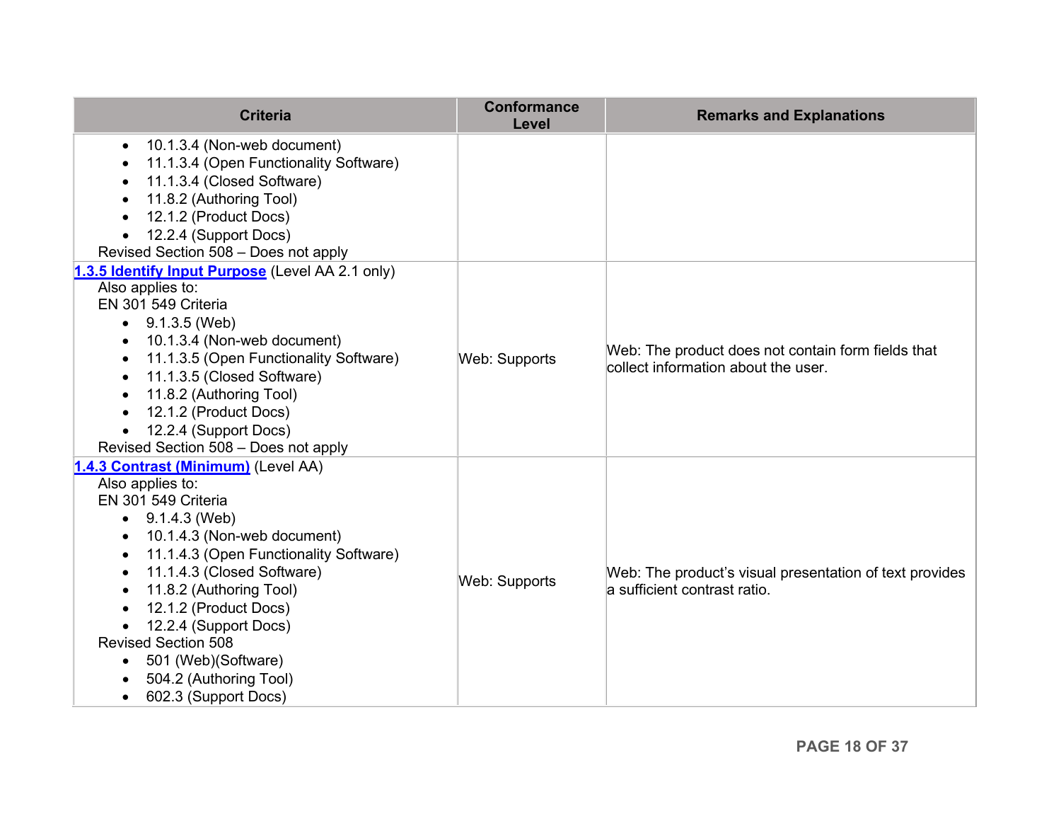| Criteria | Conformance Level | Remarks and Explanations |
| --- | --- | --- |
| • 10.1.3.4 (Non-web document)<br>• 11.1.3.4 (Open Functionality Software)<br>• 11.1.3.4 (Closed Software)<br>• 11.8.2 (Authoring Tool)<br>• 12.1.2 (Product Docs)<br>• 12.2.4 (Support Docs)<br>Revised Section 508 – Does not apply | | |
| **1.3.5 Identify Input Purpose** (Level AA 2.1 only)<br>Also applies to:<br>EN 301 549 Criteria<br>• 9.1.3.5 (Web)<br>• 10.1.3.4 (Non-web document)<br>• 11.1.3.5 (Open Functionality Software)<br>• 11.1.3.5 (Closed Software)<br>• 11.8.2 (Authoring Tool)<br>• 12.1.2 (Product Docs)<br>• 12.2.4 (Support Docs)<br>Revised Section 508 – Does not apply | Web: Supports | Web: The product does not contain form fields that collect information about the user. |
| **1.4.3 Contrast (Minimum)** (Level AA)<br>Also applies to:<br>EN 301 549 Criteria<br>• 9.1.4.3 (Web)<br>• 10.1.4.3 (Non-web document)<br>• 11.1.4.3 (Open Functionality Software)<br>• 11.1.4.3 (Closed Software)<br>• 11.8.2 (Authoring Tool)<br>• 12.1.2 (Product Docs)<br>• 12.2.4 (Support Docs)<br>Revised Section 508<br>• 501 (Web)(Software)<br>• 504.2 (Authoring Tool)<br>• 602.3 (Support Docs) | Web: Supports | Web: The product's visual presentation of text provides a sufficient contrast ratio. |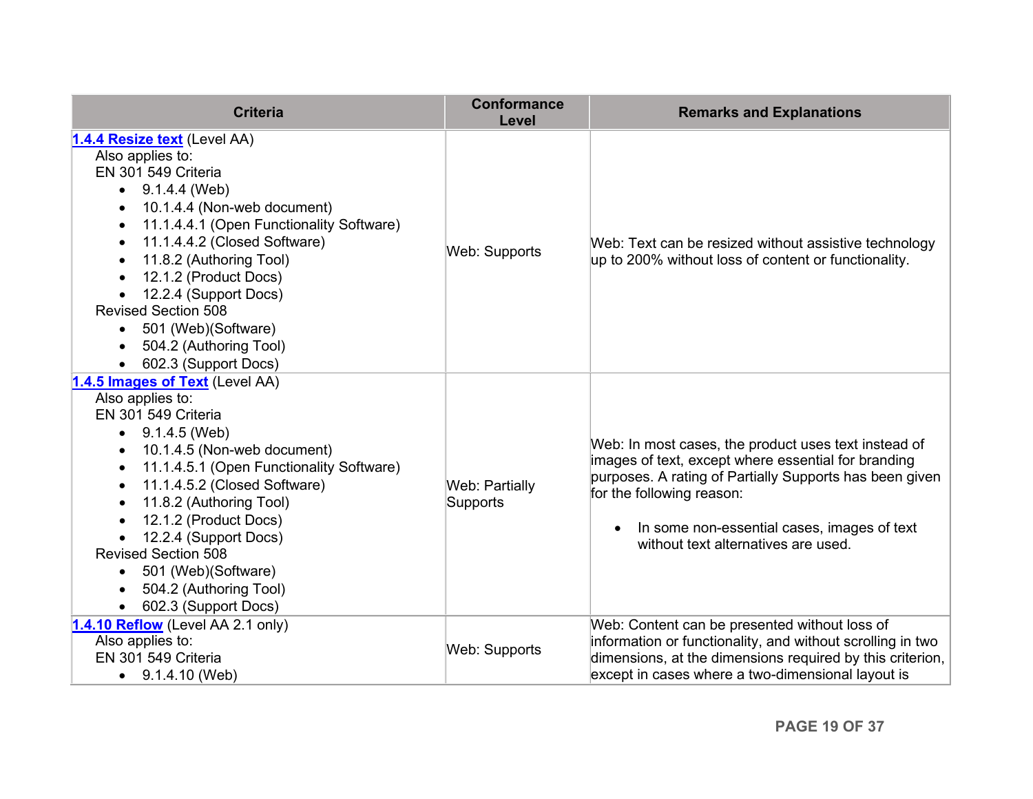| Criteria | Conformance Level | Remarks and Explanations |
| --- | --- | --- |
| **1.4.4 Resize text** (Level AA)<br>Also applies to:<br>EN 301 549 Criteria<br>• 9.1.4.4 (Web)<br>• 10.1.4.4 (Non-web document)<br>• 11.1.4.4.1 (Open Functionality Software)<br>• 11.1.4.4.2 (Closed Software)<br>• 11.8.2 (Authoring Tool)<br>• 12.1.2 (Product Docs)<br>• 12.2.4 (Support Docs)<br>Revised Section 508<br>• 501 (Web)(Software)<br>• 504.2 (Authoring Tool)<br>• 602.3 (Support Docs) | Web: Supports | Web: Text can be resized without assistive technology up to 200% without loss of content or functionality. |
| **1.4.5 Images of Text** (Level AA)<br>Also applies to:<br>EN 301 549 Criteria<br>• 9.1.4.5 (Web)<br>• 10.1.4.5 (Non-web document)<br>• 11.1.4.5.1 (Open Functionality Software)<br>• 11.1.4.5.2 (Closed Software)<br>• 11.8.2 (Authoring Tool)<br>• 12.1.2 (Product Docs)<br>• 12.2.4 (Support Docs)<br>Revised Section 508<br>• 501 (Web)(Software)<br>• 504.2 (Authoring Tool)<br>• 602.3 (Support Docs) | Web: Partially Supports | Web: In most cases, the product uses text instead of images of text, except where essential for branding purposes. A rating of Partially Supports has been given for the following reason:<br>• In some non-essential cases, images of text without text alternatives are used. |
| **1.4.10 Reflow** (Level AA 2.1 only)<br>Also applies to:<br>EN 301 549 Criteria<br>• 9.1.4.10 (Web) | Web: Supports | Web: Content can be presented without loss of information or functionality, and without scrolling in two dimensions, at the dimensions required by this criterion, except in cases where a two-dimensional layout is |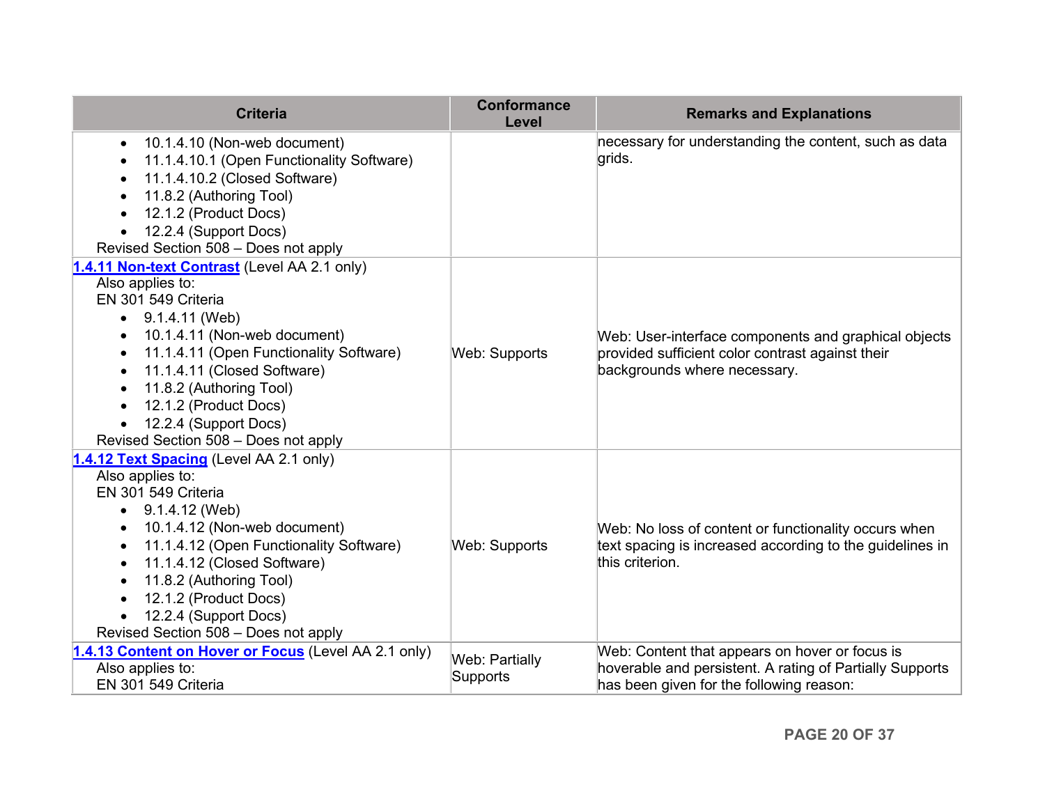| Criteria | Conformance Level | Remarks and Explanations |
|---|---|---|
| • 10.1.4.10 (Non-web document)<br>• 11.1.4.10.1 (Open Functionality Software)<br>• 11.1.4.10.2 (Closed Software)<br>• 11.8.2 (Authoring Tool)<br>• 12.1.2 (Product Docs)<br>• 12.2.4 (Support Docs)<br>Revised Section 508 – Does not apply | | necessary for understanding the content, such as data grids. |
| **1.4.11 Non-text Contrast** (Level AA 2.1 only)<br>Also applies to:<br>EN 301 549 Criteria<br>• 9.1.4.11 (Web)<br>• 10.1.4.11 (Non-web document)<br>• 11.1.4.11 (Open Functionality Software)<br>• 11.1.4.11 (Closed Software)<br>• 11.8.2 (Authoring Tool)<br>• 12.1.2 (Product Docs)<br>• 12.2.4 (Support Docs)<br>Revised Section 508 – Does not apply | Web: Supports | Web: User-interface components and graphical objects provided sufficient color contrast against their backgrounds where necessary. |
| **1.4.12 Text Spacing** (Level AA 2.1 only)<br>Also applies to:<br>EN 301 549 Criteria<br>• 9.1.4.12 (Web)<br>• 10.1.4.12 (Non-web document)<br>• 11.1.4.12 (Open Functionality Software)<br>• 11.1.4.12 (Closed Software)<br>• 11.8.2 (Authoring Tool)<br>• 12.1.2 (Product Docs)<br>• 12.2.4 (Support Docs)<br>Revised Section 508 – Does not apply | Web: Supports | Web: No loss of content or functionality occurs when text spacing is increased according to the guidelines in this criterion. |
| **1.4.13 Content on Hover or Focus** (Level AA 2.1 only)<br>Also applies to:<br>EN 301 549 Criteria | Web: Partially Supports | Web: Content that appears on hover or focus is hoverable and persistent. A rating of Partially Supports has been given for the following reason: |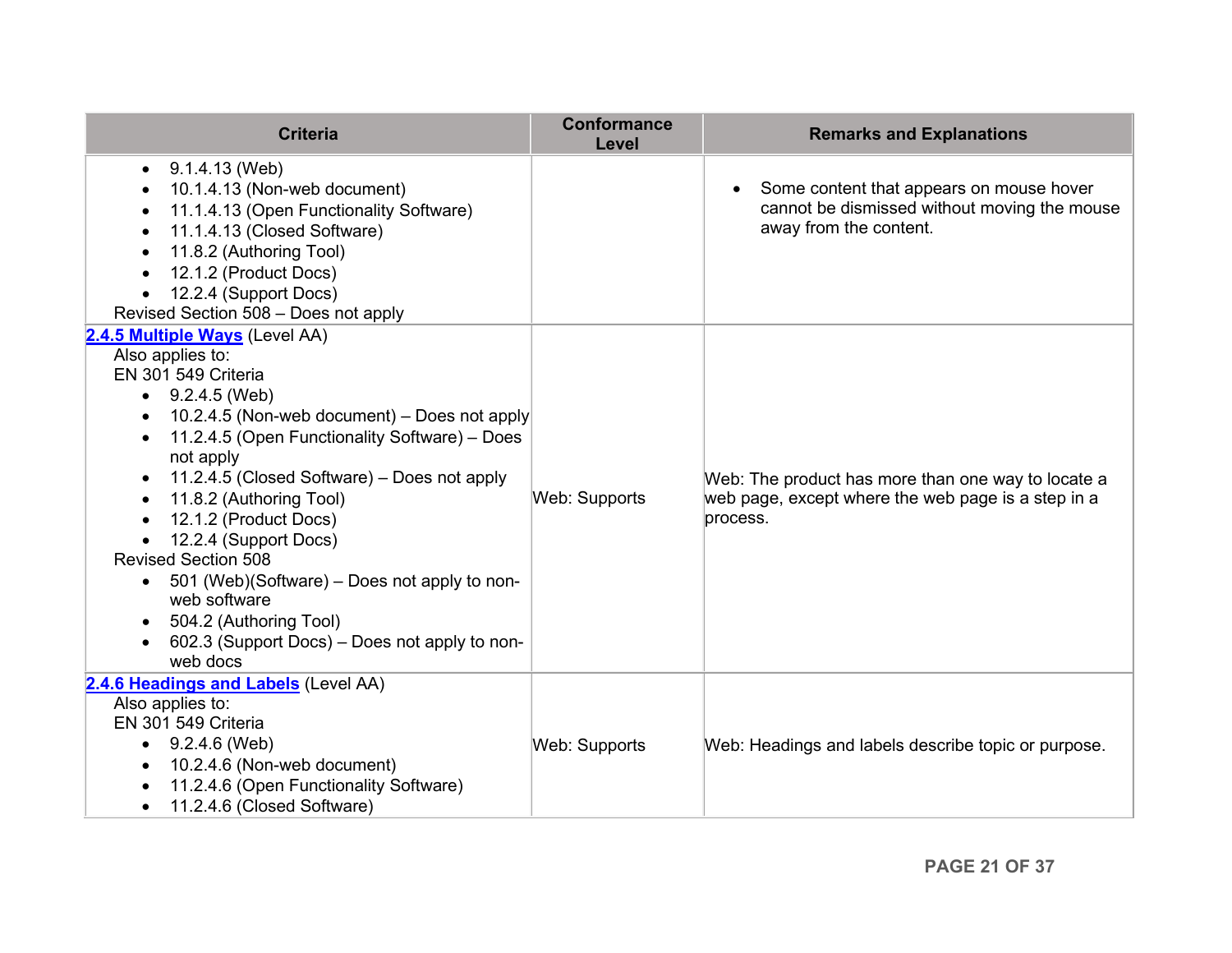| Criteria | Conformance Level | Remarks and Explanations |
|---|---|---|
| <ul><li>9.1.4.13 (Web)</li><li>10.1.4.13 (Non-web document)</li><li>11.1.4.13 (Open Functionality Software)</li><li>11.1.4.13 (Closed Software)</li><li>11.8.2 (Authoring Tool)</li><li>12.1.2 (Product Docs)</li><li>12.2.4 (Support Docs)</li></ul>Revised Section 508 – Does not apply | | <ul><li>Some content that appears on mouse hover cannot be dismissed without moving the mouse away from the content.</li></ul> |
| **2.4.5 Multiple Ways** (Level AA)<br>Also applies to:<br>EN 301 549 Criteria<ul><li>9.2.4.5 (Web)</li><li>10.2.4.5 (Non-web document) – Does not apply</li><li>11.2.4.5 (Open Functionality Software) – Does not apply</li><li>11.2.4.5 (Closed Software) – Does not apply</li><li>11.8.2 (Authoring Tool)</li><li>12.1.2 (Product Docs)</li><li>12.2.4 (Support Docs)</li></ul>Revised Section 508<ul><li>501 (Web)(Software) – Does not apply to non-web software</li><li>504.2 (Authoring Tool)</li><li>602.3 (Support Docs) – Does not apply to non-web docs</li></ul> | Web: Supports | Web: The product has more than one way to locate a web page, except where the web page is a step in a process. |
| **2.4.6 Headings and Labels** (Level AA)<br>Also applies to:<br>EN 301 549 Criteria<ul><li>9.2.4.6 (Web)</li><li>10.2.4.6 (Non-web document)</li><li>11.2.4.6 (Open Functionality Software)</li><li>11.2.4.6 (Closed Software)</li></ul> | Web: Supports | Web: Headings and labels describe topic or purpose. |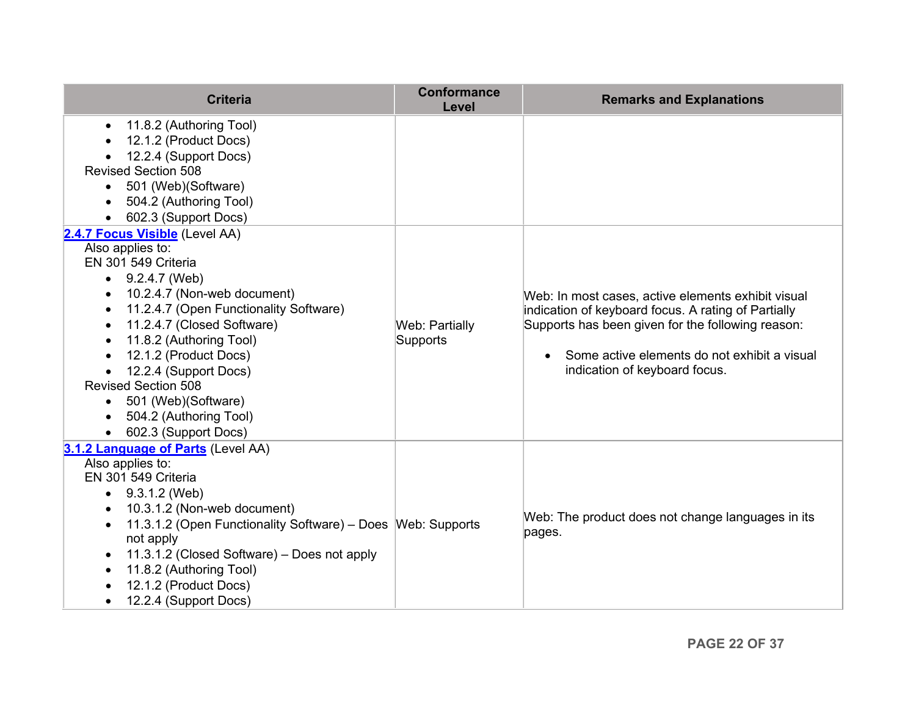| Criteria | Conformance Level | Remarks and Explanations |
|---|---|---|
| • 11.8.2 (Authoring Tool)<br>• 12.1.2 (Product Docs)<br>• 12.2.4 (Support Docs)<br>Revised Section 508<br>• 501 (Web)(Software)<br>• 504.2 (Authoring Tool)<br>• 602.3 (Support Docs) | | |
| **2.4.7 Focus Visible** (Level AA)<br>Also applies to:<br>EN 301 549 Criteria<br>• 9.2.4.7 (Web)<br>• 10.2.4.7 (Non-web document)<br>• 11.2.4.7 (Open Functionality Software)<br>• 11.2.4.7 (Closed Software)<br>• 11.8.2 (Authoring Tool)<br>• 12.1.2 (Product Docs)<br>• 12.2.4 (Support Docs)<br>Revised Section 508<br>• 501 (Web)(Software)<br>• 504.2 (Authoring Tool)<br>• 602.3 (Support Docs) | Web: Partially Supports | Web: In most cases, active elements exhibit visual indication of keyboard focus. A rating of Partially Supports has been given for the following reason:<br>• Some active elements do not exhibit a visual indication of keyboard focus. |
| **3.1.2 Language of Parts** (Level AA)<br>Also applies to:<br>EN 301 549 Criteria<br>• 9.3.1.2 (Web)<br>• 10.3.1.2 (Non-web document)<br>• 11.3.1.2 (Open Functionality Software) – Does not apply<br>• 11.3.1.2 (Closed Software) – Does not apply<br>• 11.8.2 (Authoring Tool)<br>• 12.1.2 (Product Docs)<br>• 12.2.4 (Support Docs) | Web: Supports | Web: The product does not change languages in its pages. |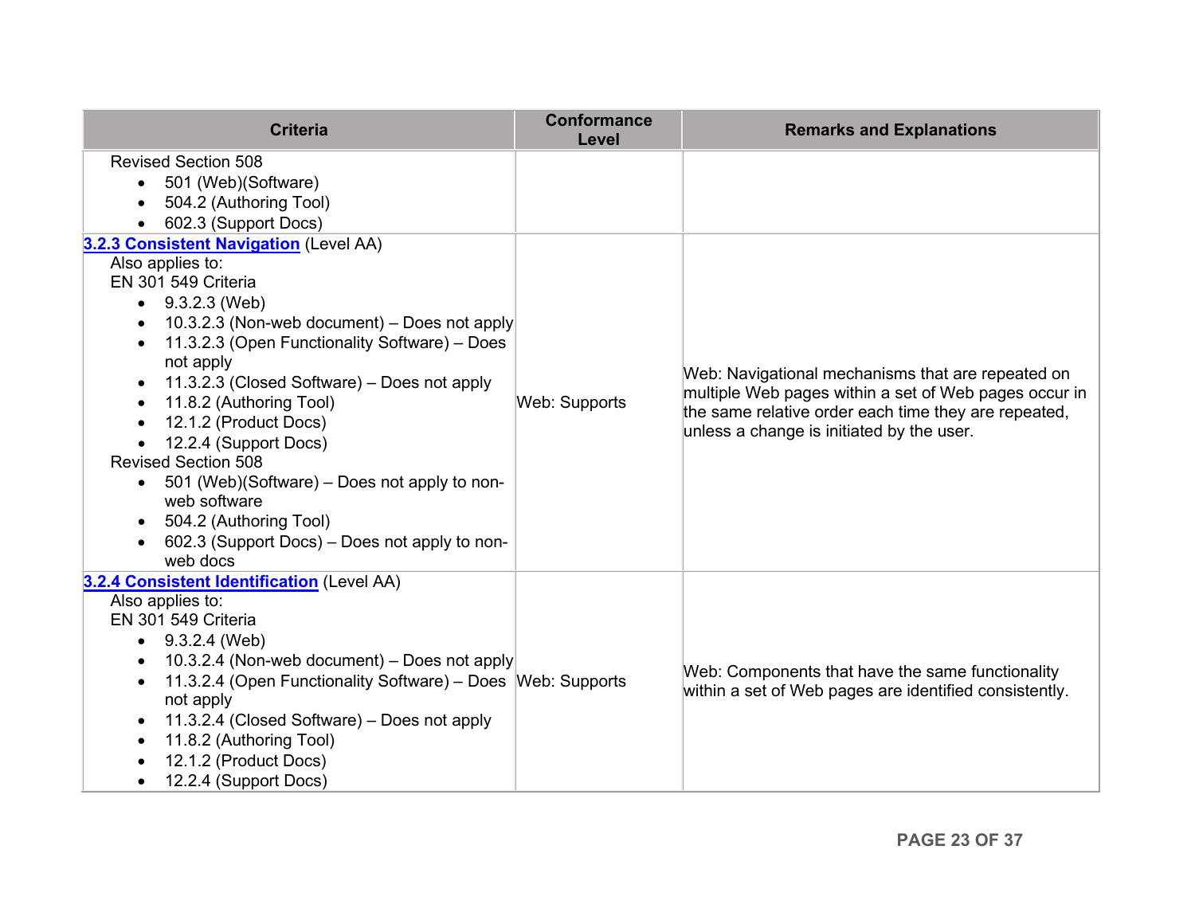| Criteria | Conformance Level | Remarks and Explanations |
| --- | --- | --- |
| Revised Section 508<br>• 501 (Web)(Software)<br>• 504.2 (Authoring Tool)<br>• 602.3 (Support Docs) | | |
| **3.2.3 Consistent Navigation** (Level AA)<br>Also applies to:<br>EN 301 549 Criteria<br>• 9.3.2.3 (Web)<br>• 10.3.2.3 (Non-web document) – Does not apply<br>• 11.3.2.3 (Open Functionality Software) – Does not apply<br>• 11.3.2.3 (Closed Software) – Does not apply<br>• 11.8.2 (Authoring Tool)<br>• 12.1.2 (Product Docs)<br>• 12.2.4 (Support Docs)<br>Revised Section 508<br>• 501 (Web)(Software) – Does not apply to non-web software<br>• 504.2 (Authoring Tool)<br>• 602.3 (Support Docs) – Does not apply to non-web docs | Web: Supports | Web: Navigational mechanisms that are repeated on multiple Web pages within a set of Web pages occur in the same relative order each time they are repeated, unless a change is initiated by the user. |
| **3.2.4 Consistent Identification** (Level AA)<br>Also applies to:<br>EN 301 549 Criteria<br>• 9.3.2.4 (Web)<br>• 10.3.2.4 (Non-web document) – Does not apply<br>• 11.3.2.4 (Open Functionality Software) – Does not apply<br>• 11.3.2.4 (Closed Software) – Does not apply<br>• 11.8.2 (Authoring Tool)<br>• 12.1.2 (Product Docs)<br>• 12.2.4 (Support Docs) | Web: Supports | Web: Components that have the same functionality within a set of Web pages are identified consistently. |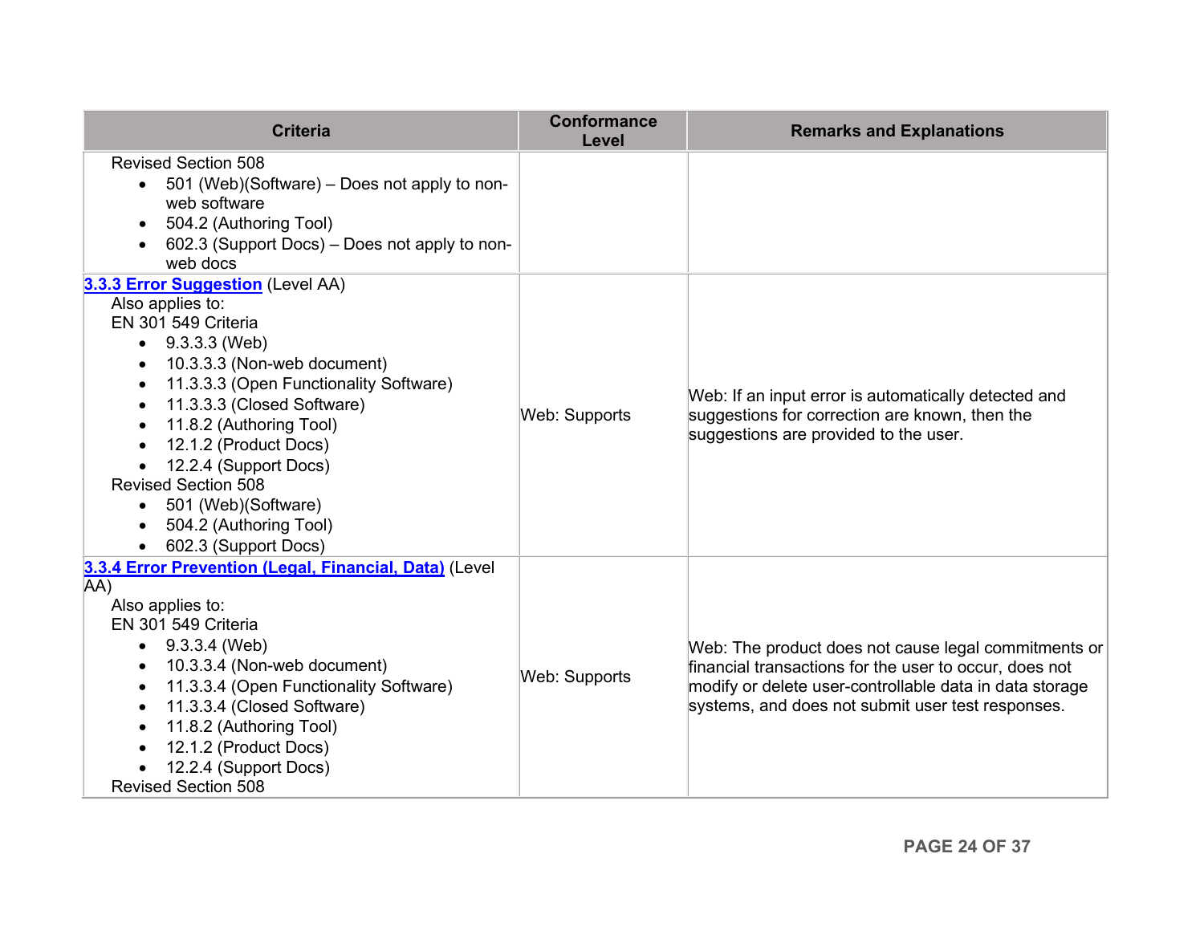| Criteria | Conformance Level | Remarks and Explanations |
| --- | --- | --- |
| Revised Section 508<br>• 501 (Web)(Software) – Does not apply to non-web software<br>• 504.2 (Authoring Tool)<br>• 602.3 (Support Docs) – Does not apply to non-web docs | | |
| [3.3.3 Error Suggestion](#) (Level AA)<br>Also applies to:<br>EN 301 549 Criteria<br>• 9.3.3.3 (Web)<br>• 10.3.3.3 (Non-web document)<br>• 11.3.3.3 (Open Functionality Software)<br>• 11.3.3.3 (Closed Software)<br>• 11.8.2 (Authoring Tool)<br>• 12.1.2 (Product Docs)<br>• 12.2.4 (Support Docs)<br>Revised Section 508<br>• 501 (Web)(Software)<br>• 504.2 (Authoring Tool)<br>• 602.3 (Support Docs) | Web: Supports | Web: If an input error is automatically detected and suggestions for correction are known, then the suggestions are provided to the user. |
| [3.3.4 Error Prevention (Legal, Financial, Data)](#) (Level AA)<br>Also applies to:<br>EN 301 549 Criteria<br>• 9.3.3.4 (Web)<br>• 10.3.3.4 (Non-web document)<br>• 11.3.3.4 (Open Functionality Software)<br>• 11.3.3.4 (Closed Software)<br>• 11.8.2 (Authoring Tool)<br>• 12.1.2 (Product Docs)<br>• 12.2.4 (Support Docs)<br>Revised Section 508 | Web: Supports | Web: The product does not cause legal commitments or financial transactions for the user to occur, does not modify or delete user-controllable data in data storage systems, and does not submit user test responses. |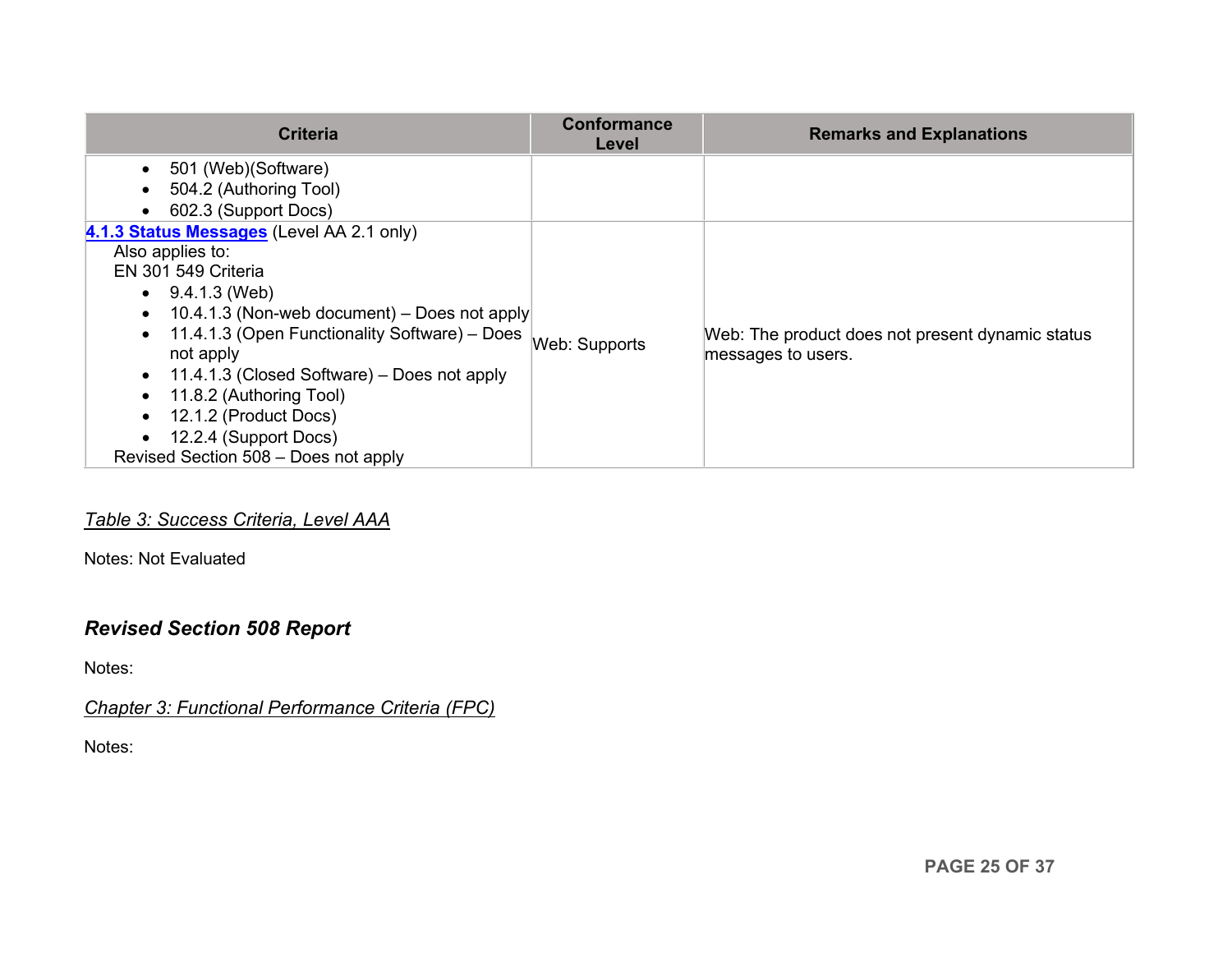| Criteria | Conformance Level | Remarks and Explanations |
|---|---|---|
| • 501 (Web)(Software)<br>• 504.2 (Authoring Tool)<br>• 602.3 (Support Docs) | | |
| **4.1.3 Status Messages** (Level AA 2.1 only)<br>Also applies to:<br>EN 301 549 Criteria<br>• 9.4.1.3 (Web)<br>• 10.4.1.3 (Non-web document) – Does not apply<br>• 11.4.1.3 (Open Functionality Software) – Does not apply<br>• 11.4.1.3 (Closed Software) – Does not apply<br>• 11.8.2 (Authoring Tool)<br>• 12.1.2 (Product Docs)<br>• 12.2.4 (Support Docs)<br>Revised Section 508 – Does not apply | Web: Supports | Web: The product does not present dynamic status messages to users. |

*Table 3: Success Criteria, Level AAA*

Notes: Not Evaluated

## *Revised Section 508 Report*

Notes:

*Chapter 3: Functional Performance Criteria (FPC)*

Notes: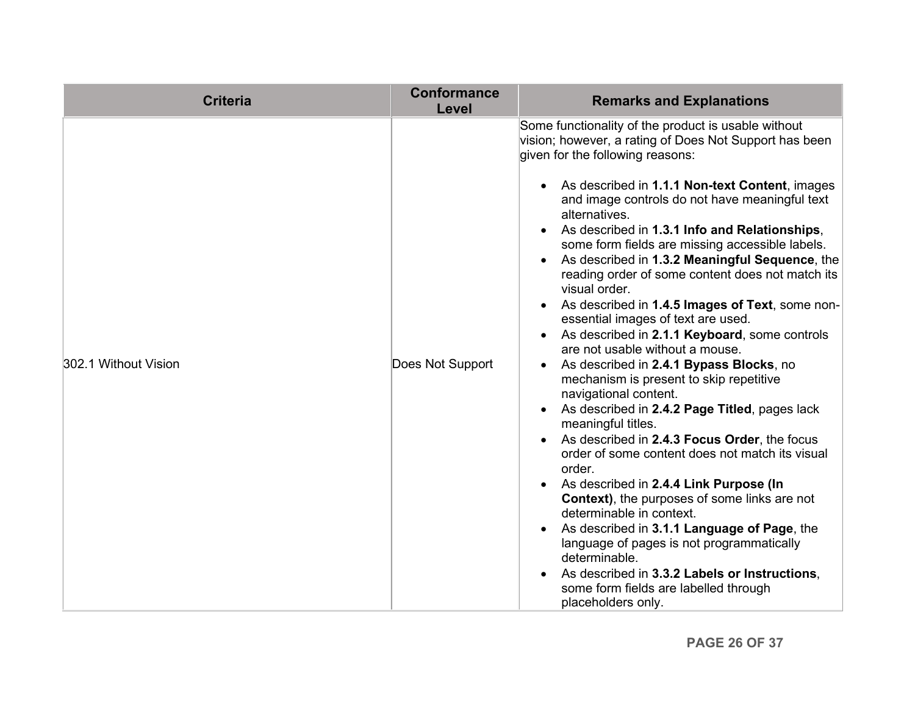| Criteria | Conformance Level | Remarks and Explanations |
|---|---|---|
| 302.1 Without Vision | Does Not Support | Some functionality of the product is usable without vision; however, a rating of Does Not Support has been given for the following reasons:<br><br>• As described in **1.1.1 Non-text Content**, images and image controls do not have meaningful text alternatives.<br>• As described in **1.3.1 Info and Relationships**, some form fields are missing accessible labels.<br>• As described in **1.3.2 Meaningful Sequence**, the reading order of some content does not match its visual order.<br>• As described in **1.4.5 Images of Text**, some non-essential images of text are used.<br>• As described in **2.1.1 Keyboard**, some controls are not usable without a mouse.<br>• As described in **2.4.1 Bypass Blocks**, no mechanism is present to skip repetitive navigational content.<br>• As described in **2.4.2 Page Titled**, pages lack meaningful titles.<br>• As described in **2.4.3 Focus Order**, the focus order of some content does not match its visual order.<br>• As described in **2.4.4 Link Purpose (In Context)**, the purposes of some links are not determinable in context.<br>• As described in **3.1.1 Language of Page**, the language of pages is not programmatically determinable.<br>• As described in **3.3.2 Labels or Instructions**, some form fields are labelled through placeholders only. |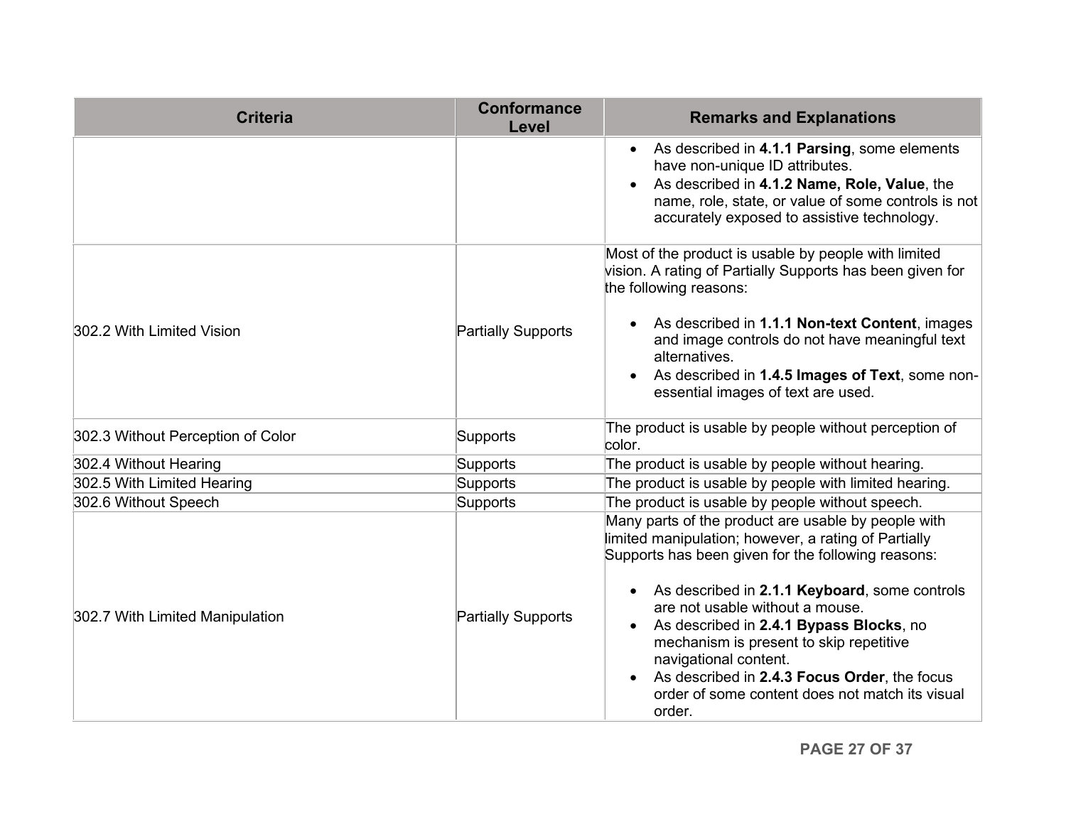| Criteria | Conformance Level | Remarks and Explanations |
| --- | --- | --- |
| | | <ul><li>As described in **4.1.1 Parsing**, some elements have non-unique ID attributes.</li><li>As described in **4.1.2 Name, Role, Value**, the name, role, state, or value of some controls is not accurately exposed to assistive technology.</li></ul> |
| 302.2 With Limited Vision | Partially Supports | Most of the product is usable by people with limited vision. A rating of Partially Supports has been given for the following reasons:<ul><li>As described in **1.1.1 Non-text Content**, images and image controls do not have meaningful text alternatives.</li><li>As described in **1.4.5 Images of Text**, some non-essential images of text are used.</li></ul> |
| 302.3 Without Perception of Color | Supports | The product is usable by people without perception of color. |
| 302.4 Without Hearing | Supports | The product is usable by people without hearing. |
| 302.5 With Limited Hearing | Supports | The product is usable by people with limited hearing. |
| 302.6 Without Speech | Supports | The product is usable by people without speech. |
| 302.7 With Limited Manipulation | Partially Supports | Many parts of the product are usable by people with limited manipulation; however, a rating of Partially Supports has been given for the following reasons:<ul><li>As described in **2.1.1 Keyboard**, some controls are not usable without a mouse.</li><li>As described in **2.4.1 Bypass Blocks**, no mechanism is present to skip repetitive navigational content.</li><li>As described in **2.4.3 Focus Order**, the focus order of some content does not match its visual order.</li></ul> |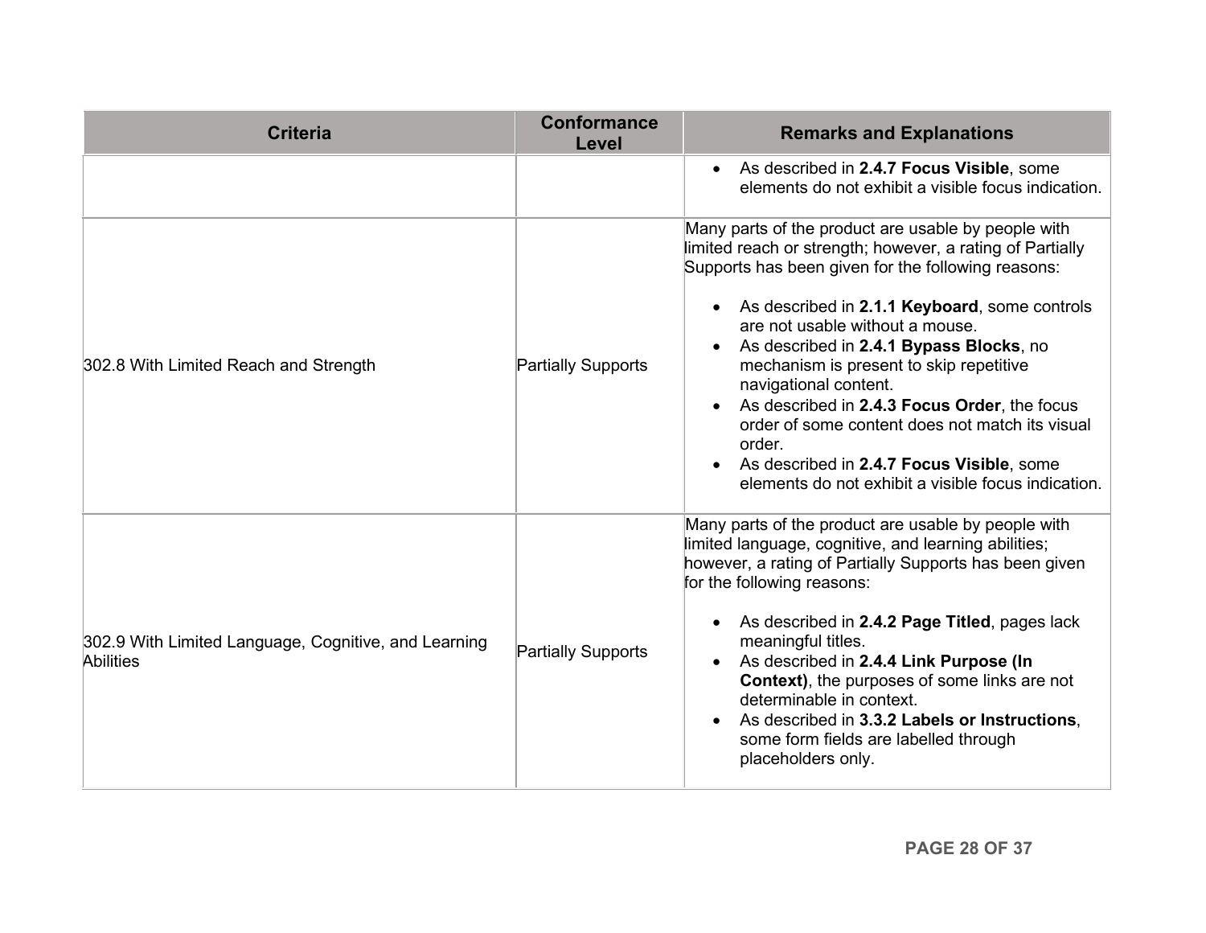| Criteria | Conformance Level | Remarks and Explanations |
| --- | --- | --- |
| | | • As described in **2.4.7 Focus Visible**, some elements do not exhibit a visible focus indication. |
| 302.8 With Limited Reach and Strength | Partially Supports | Many parts of the product are usable by people with limited reach or strength; however, a rating of Partially Supports has been given for the following reasons:<br><br>• As described in **2.1.1 Keyboard**, some controls are not usable without a mouse.<br>• As described in **2.4.1 Bypass Blocks**, no mechanism is present to skip repetitive navigational content.<br>• As described in **2.4.3 Focus Order**, the focus order of some content does not match its visual order.<br>• As described in **2.4.7 Focus Visible**, some elements do not exhibit a visible focus indication. |
| 302.9 With Limited Language, Cognitive, and Learning Abilities | Partially Supports | Many parts of the product are usable by people with limited language, cognitive, and learning abilities; however, a rating of Partially Supports has been given for the following reasons:<br><br>• As described in **2.4.2 Page Titled**, pages lack meaningful titles.<br>• As described in **2.4.4 Link Purpose (In Context)**, the purposes of some links are not determinable in context.<br>• As described in **3.3.2 Labels or Instructions**, some form fields are labelled through placeholders only. |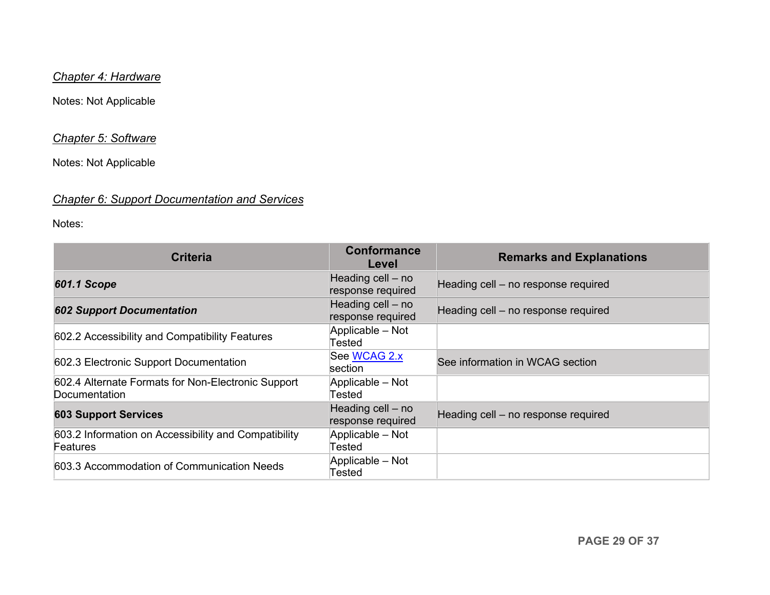*Chapter 4: Hardware*

Notes: Not Applicable

*Chapter 5: Software*

Notes: Not Applicable

*Chapter 6: Support Documentation and Services*

Notes:

| Criteria | Conformance Level | Remarks and Explanations |
|---|---|---|
| ***601.1 Scope*** | Heading cell – no response required | Heading cell – no response required |
| ***602 Support Documentation*** | Heading cell – no response required | Heading cell – no response required |
| 602.2 Accessibility and Compatibility Features | Applicable – Not Tested | |
| 602.3 Electronic Support Documentation | See WCAG 2.x section | See information in WCAG section |
| 602.4 Alternate Formats for Non-Electronic Support Documentation | Applicable – Not Tested | |
| **603 Support Services** | Heading cell – no response required | Heading cell – no response required |
| 603.2 Information on Accessibility and Compatibility Features | Applicable – Not Tested | |
| 603.3 Accommodation of Communication Needs | Applicable – Not Tested | |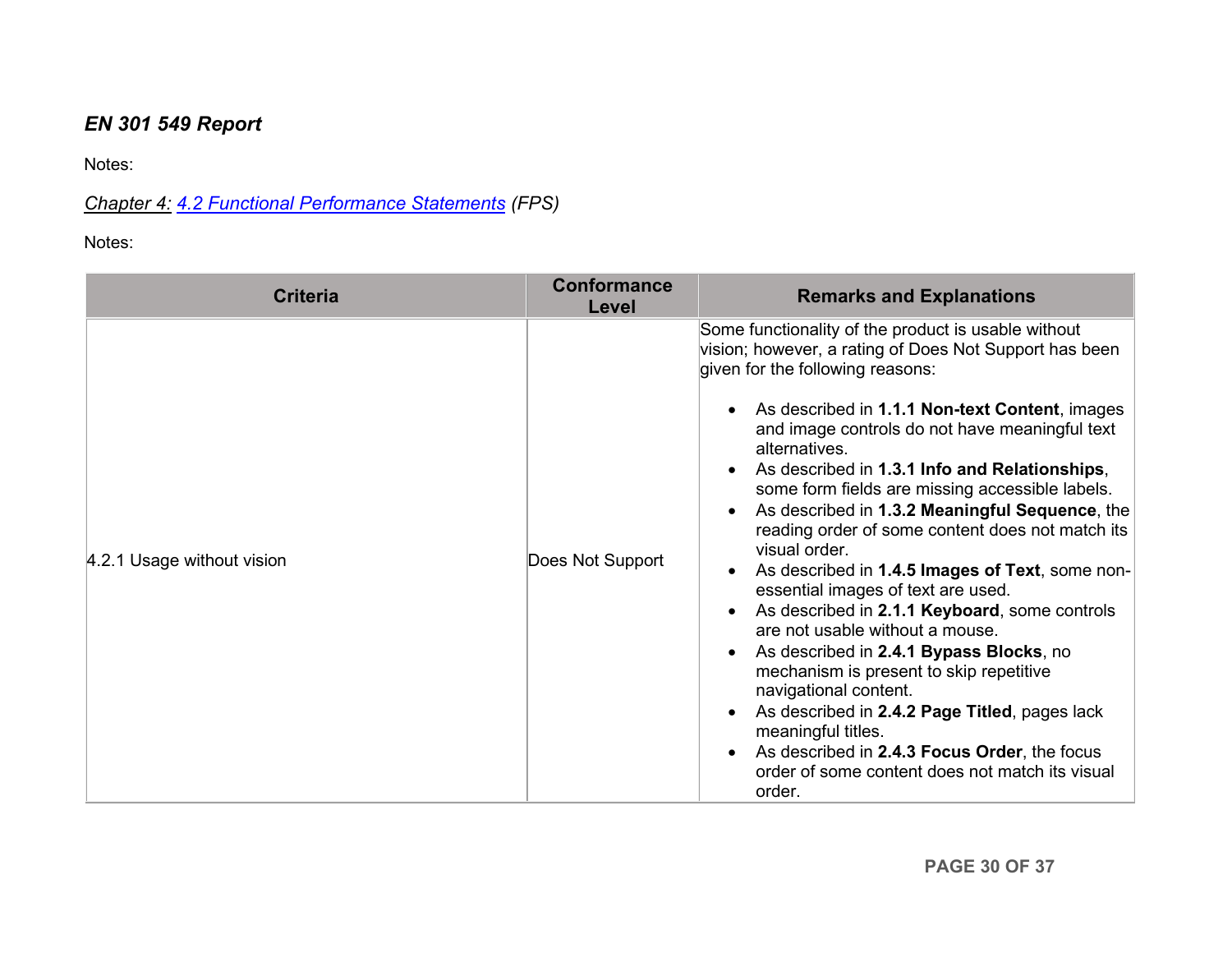### *EN 301 549 Report*

Notes:

*Chapter 4: 4.2 Functional Performance Statements (FPS)*

Notes:

| Criteria | Conformance Level | Remarks and Explanations |
|---|---|---|
| 4.2.1 Usage without vision | Does Not Support | Some functionality of the product is usable without vision; however, a rating of Does Not Support has been given for the following reasons:<br><ul><li>As described in **1.1.1 Non-text Content**, images and image controls do not have meaningful text alternatives.</li><li>As described in **1.3.1 Info and Relationships**, some form fields are missing accessible labels.</li><li>As described in **1.3.2 Meaningful Sequence**, the reading order of some content does not match its visual order.</li><li>As described in **1.4.5 Images of Text**, some non-essential images of text are used.</li><li>As described in **2.1.1 Keyboard**, some controls are not usable without a mouse.</li><li>As described in **2.4.1 Bypass Blocks**, no mechanism is present to skip repetitive navigational content.</li><li>As described in **2.4.2 Page Titled**, pages lack meaningful titles.</li><li>As described in **2.4.3 Focus Order**, the focus order of some content does not match its visual order.</li></ul> |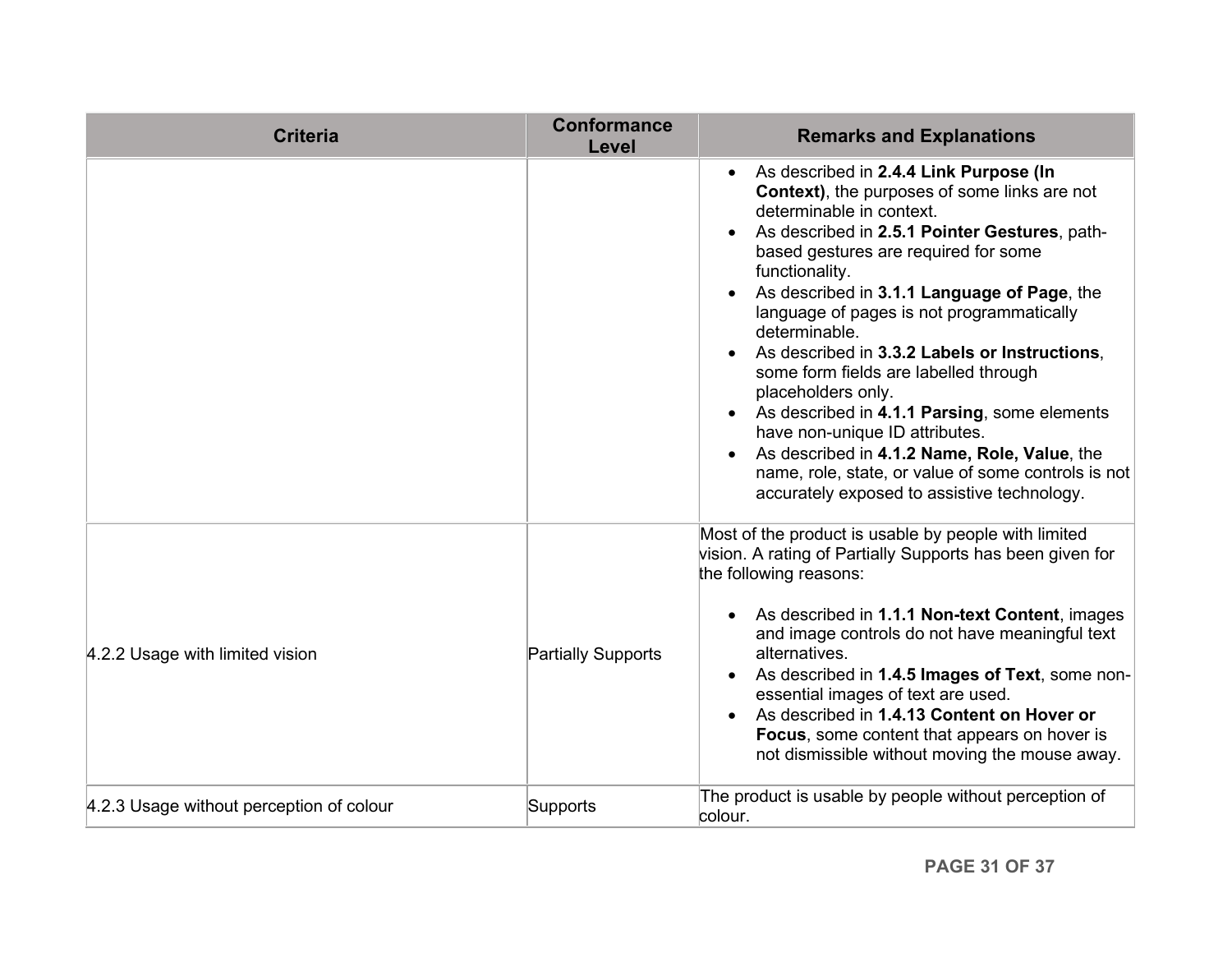| Criteria | Conformance Level | Remarks and Explanations |
| --- | --- | --- |
| | | • As described in **2.4.4 Link Purpose (In Context)**, the purposes of some links are not determinable in context.<br>• As described in **2.5.1 Pointer Gestures**, path-based gestures are required for some functionality.<br>• As described in **3.1.1 Language of Page**, the language of pages is not programmatically determinable.<br>• As described in **3.3.2 Labels or Instructions**, some form fields are labelled through placeholders only.<br>• As described in **4.1.1 Parsing**, some elements have non-unique ID attributes.<br>• As described in **4.1.2 Name, Role, Value**, the name, role, state, or value of some controls is not accurately exposed to assistive technology. |
| 4.2.2 Usage with limited vision | Partially Supports | Most of the product is usable by people with limited vision. A rating of Partially Supports has been given for the following reasons:<br><br>• As described in **1.1.1 Non-text Content**, images and image controls do not have meaningful text alternatives.<br>• As described in **1.4.5 Images of Text**, some non-essential images of text are used.<br>• As described in **1.4.13 Content on Hover or Focus**, some content that appears on hover is not dismissible without moving the mouse away. |
| 4.2.3 Usage without perception of colour | Supports | The product is usable by people without perception of colour. |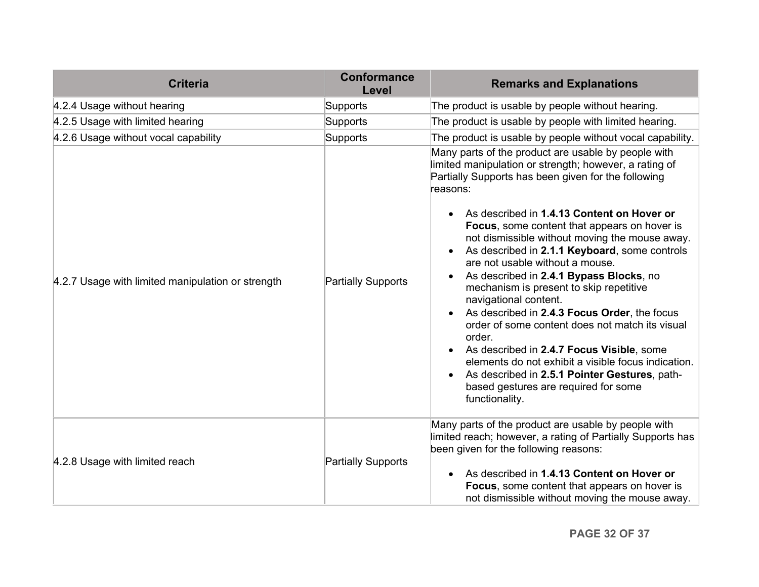| Criteria | Conformance Level | Remarks and Explanations |
| --- | --- | --- |
| 4.2.4 Usage without hearing | Supports | The product is usable by people without hearing. |
| 4.2.5 Usage with limited hearing | Supports | The product is usable by people with limited hearing. |
| 4.2.6 Usage without vocal capability | Supports | The product is usable by people without vocal capability. |
| 4.2.7 Usage with limited manipulation or strength | Partially Supports | Many parts of the product are usable by people with limited manipulation or strength; however, a rating of Partially Supports has been given for the following reasons:<br><br>• As described in **1.4.13 Content on Hover or Focus**, some content that appears on hover is not dismissible without moving the mouse away.<br>• As described in **2.1.1 Keyboard**, some controls are not usable without a mouse.<br>• As described in **2.4.1 Bypass Blocks**, no mechanism is present to skip repetitive navigational content.<br>• As described in **2.4.3 Focus Order**, the focus order of some content does not match its visual order.<br>• As described in **2.4.7 Focus Visible**, some elements do not exhibit a visible focus indication.<br>• As described in **2.5.1 Pointer Gestures**, path-based gestures are required for some functionality. |
| 4.2.8 Usage with limited reach | Partially Supports | Many parts of the product are usable by people with limited reach; however, a rating of Partially Supports has been given for the following reasons:<br><br>• As described in **1.4.13 Content on Hover or Focus**, some content that appears on hover is not dismissible without moving the mouse away. |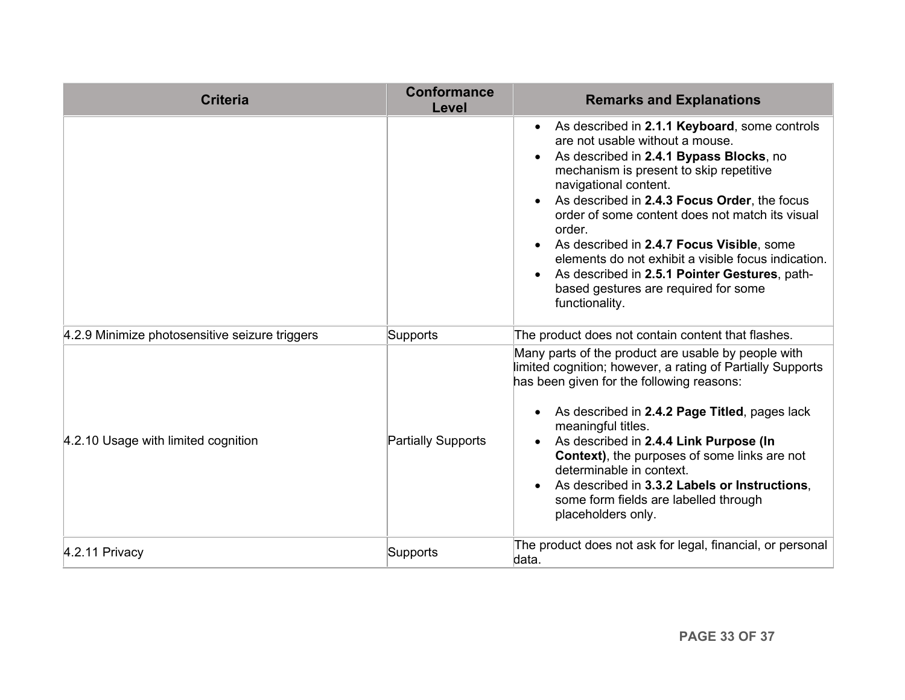| Criteria | Conformance Level | Remarks and Explanations |
| --- | --- | --- |
| | | • As described in **2.1.1 Keyboard**, some controls are not usable without a mouse.<br>• As described in **2.4.1 Bypass Blocks**, no mechanism is present to skip repetitive navigational content.<br>• As described in **2.4.3 Focus Order**, the focus order of some content does not match its visual order.<br>• As described in **2.4.7 Focus Visible**, some elements do not exhibit a visible focus indication.<br>• As described in **2.5.1 Pointer Gestures**, path-based gestures are required for some functionality. |
| 4.2.9 Minimize photosensitive seizure triggers | Supports | The product does not contain content that flashes. |
| 4.2.10 Usage with limited cognition | Partially Supports | Many parts of the product are usable by people with limited cognition; however, a rating of Partially Supports has been given for the following reasons:<br><br>• As described in **2.4.2 Page Titled**, pages lack meaningful titles.<br>• As described in **2.4.4 Link Purpose (In Context)**, the purposes of some links are not determinable in context.<br>• As described in **3.3.2 Labels or Instructions**, some form fields are labelled through placeholders only. |
| 4.2.11 Privacy | Supports | The product does not ask for legal, financial, or personal data. |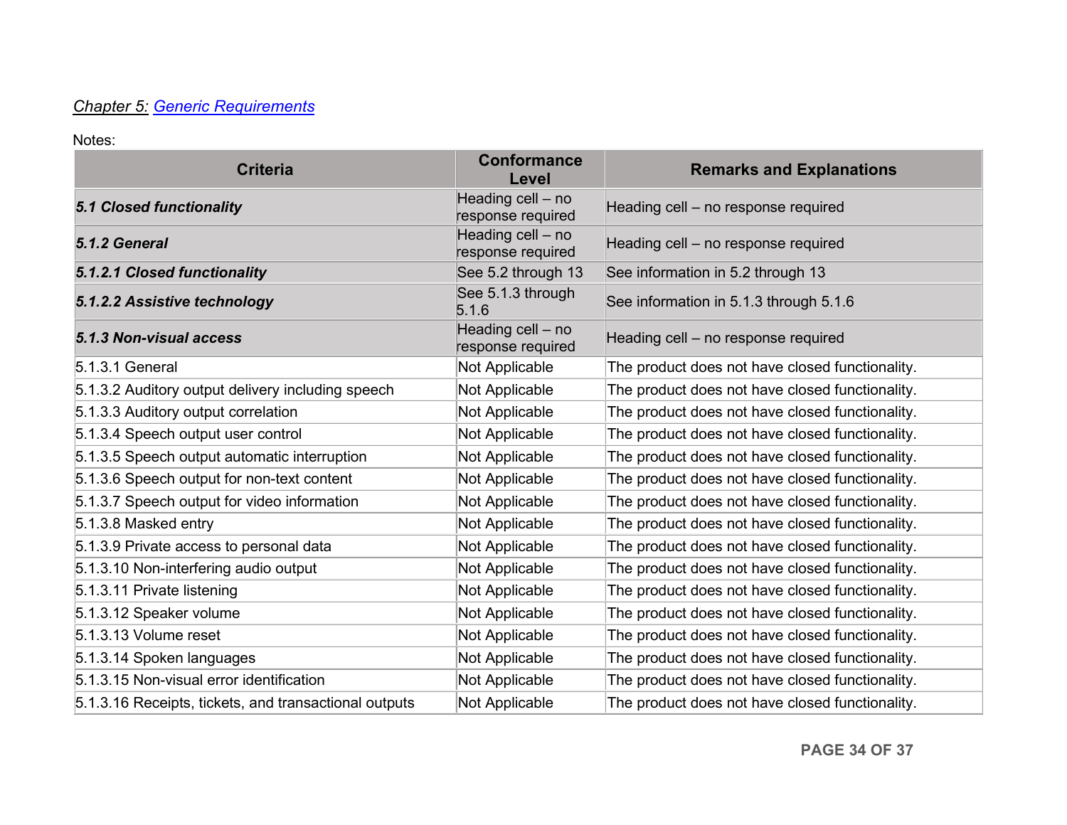*Chapter 5:* [Generic Requirements]()

Notes:

| Criteria | Conformance Level | Remarks and Explanations |
|---|---|---|
| ***5.1 Closed functionality*** | Heading cell – no response required | Heading cell – no response required |
| ***5.1.2 General*** | Heading cell – no response required | Heading cell – no response required |
| ***5.1.2.1 Closed functionality*** | See 5.2 through 13 | See information in 5.2 through 13 |
| ***5.1.2.2 Assistive technology*** | See 5.1.3 through 5.1.6 | See information in 5.1.3 through 5.1.6 |
| ***5.1.3 Non-visual access*** | Heading cell – no response required | Heading cell – no response required |
| 5.1.3.1 General | Not Applicable | The product does not have closed functionality. |
| 5.1.3.2 Auditory output delivery including speech | Not Applicable | The product does not have closed functionality. |
| 5.1.3.3 Auditory output correlation | Not Applicable | The product does not have closed functionality. |
| 5.1.3.4 Speech output user control | Not Applicable | The product does not have closed functionality. |
| 5.1.3.5 Speech output automatic interruption | Not Applicable | The product does not have closed functionality. |
| 5.1.3.6 Speech output for non-text content | Not Applicable | The product does not have closed functionality. |
| 5.1.3.7 Speech output for video information | Not Applicable | The product does not have closed functionality. |
| 5.1.3.8 Masked entry | Not Applicable | The product does not have closed functionality. |
| 5.1.3.9 Private access to personal data | Not Applicable | The product does not have closed functionality. |
| 5.1.3.10 Non-interfering audio output | Not Applicable | The product does not have closed functionality. |
| 5.1.3.11 Private listening | Not Applicable | The product does not have closed functionality. |
| 5.1.3.12 Speaker volume | Not Applicable | The product does not have closed functionality. |
| 5.1.3.13 Volume reset | Not Applicable | The product does not have closed functionality. |
| 5.1.3.14 Spoken languages | Not Applicable | The product does not have closed functionality. |
| 5.1.3.15 Non-visual error identification | Not Applicable | The product does not have closed functionality. |
| 5.1.3.16 Receipts, tickets, and transactional outputs | Not Applicable | The product does not have closed functionality. |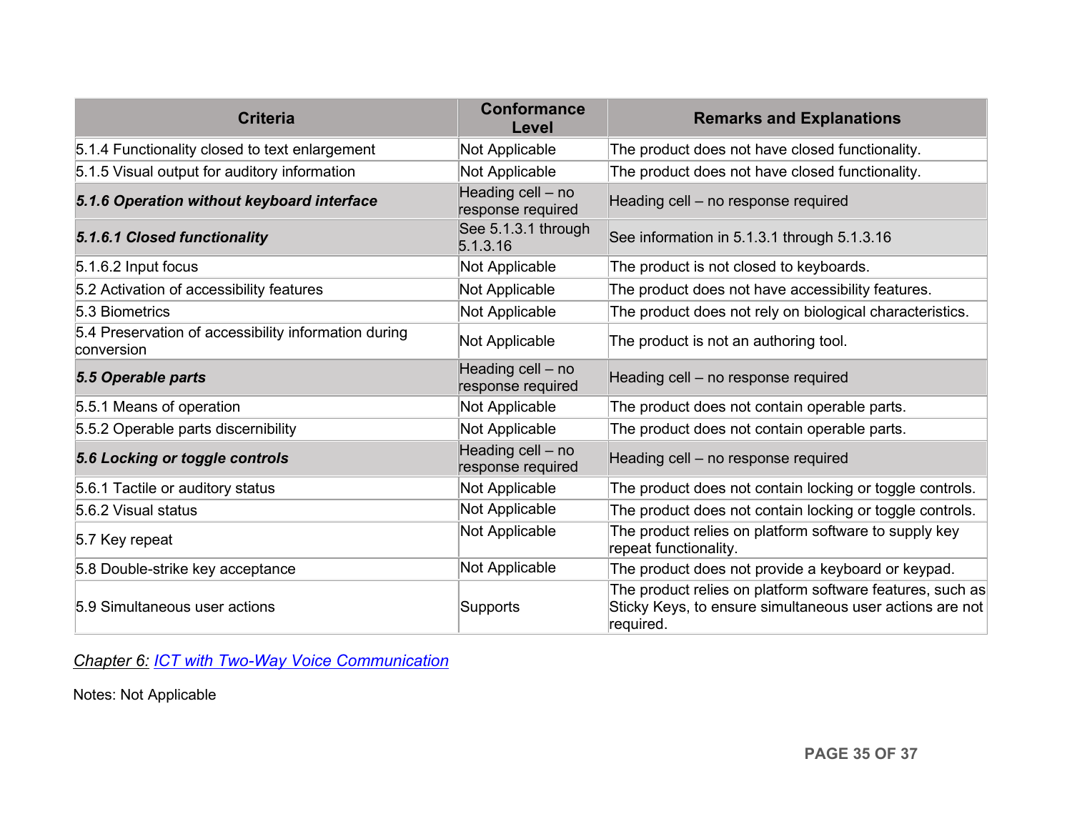| Criteria | Conformance Level | Remarks and Explanations |
| --- | --- | --- |
| 5.1.4 Functionality closed to text enlargement | Not Applicable | The product does not have closed functionality. |
| 5.1.5 Visual output for auditory information | Not Applicable | The product does not have closed functionality. |
| ***5.1.6 Operation without keyboard interface*** | Heading cell – no response required | Heading cell – no response required |
| ***5.1.6.1 Closed functionality*** | See 5.1.3.1 through 5.1.3.16 | See information in 5.1.3.1 through 5.1.3.16 |
| 5.1.6.2 Input focus | Not Applicable | The product is not closed to keyboards. |
| 5.2 Activation of accessibility features | Not Applicable | The product does not have accessibility features. |
| 5.3 Biometrics | Not Applicable | The product does not rely on biological characteristics. |
| 5.4 Preservation of accessibility information during conversion | Not Applicable | The product is not an authoring tool. |
| ***5.5 Operable parts*** | Heading cell – no response required | Heading cell – no response required |
| 5.5.1 Means of operation | Not Applicable | The product does not contain operable parts. |
| 5.5.2 Operable parts discernibility | Not Applicable | The product does not contain operable parts. |
| ***5.6 Locking or toggle controls*** | Heading cell – no response required | Heading cell – no response required |
| 5.6.1 Tactile or auditory status | Not Applicable | The product does not contain locking or toggle controls. |
| 5.6.2 Visual status | Not Applicable | The product does not contain locking or toggle controls. |
| 5.7 Key repeat | Not Applicable | The product relies on platform software to supply key repeat functionality. |
| 5.8 Double-strike key acceptance | Not Applicable | The product does not provide a keyboard or keypad. |
| 5.9 Simultaneous user actions | Supports | The product relies on platform software features, such as Sticky Keys, to ensure simultaneous user actions are not required. |

*Chapter 6: ICT with Two-Way Voice Communication*

Notes: Not Applicable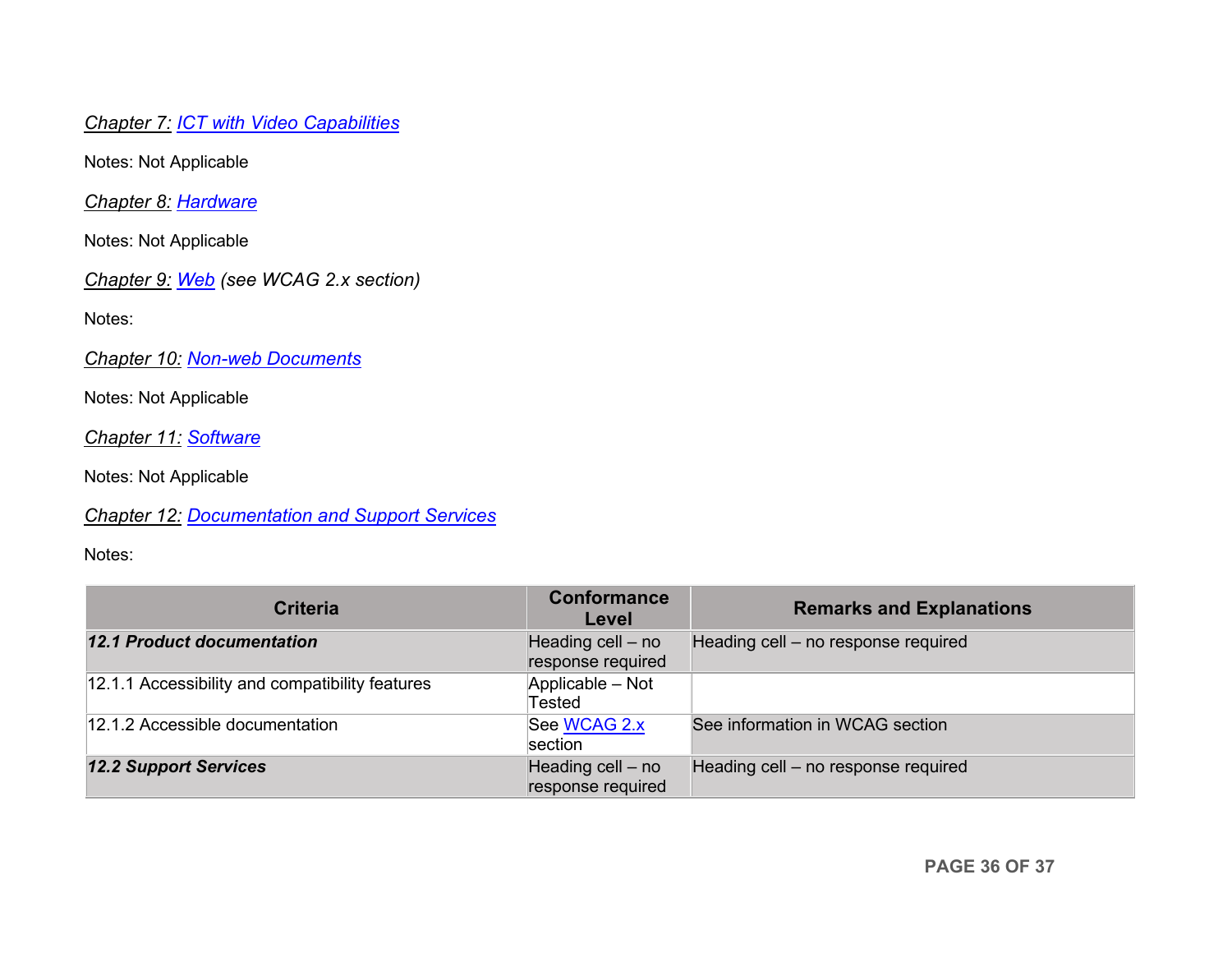*Chapter 7: ICT with Video Capabilities*

Notes: Not Applicable

*Chapter 8: Hardware*

Notes: Not Applicable

*Chapter 9: Web (see WCAG 2.x section)*

Notes:

*Chapter 10: Non-web Documents*

Notes: Not Applicable

*Chapter 11: Software*

Notes: Not Applicable

*Chapter 12: Documentation and Support Services*

Notes:

| Criteria | Conformance Level | Remarks and Explanations |
|---|---|---|
| ***12.1 Product documentation*** | Heading cell – no response required | Heading cell – no response required |
| 12.1.1 Accessibility and compatibility features | Applicable – Not Tested | |
| 12.1.2 Accessible documentation | See WCAG 2.x section | See information in WCAG section |
| ***12.2 Support Services*** | Heading cell – no response required | Heading cell – no response required |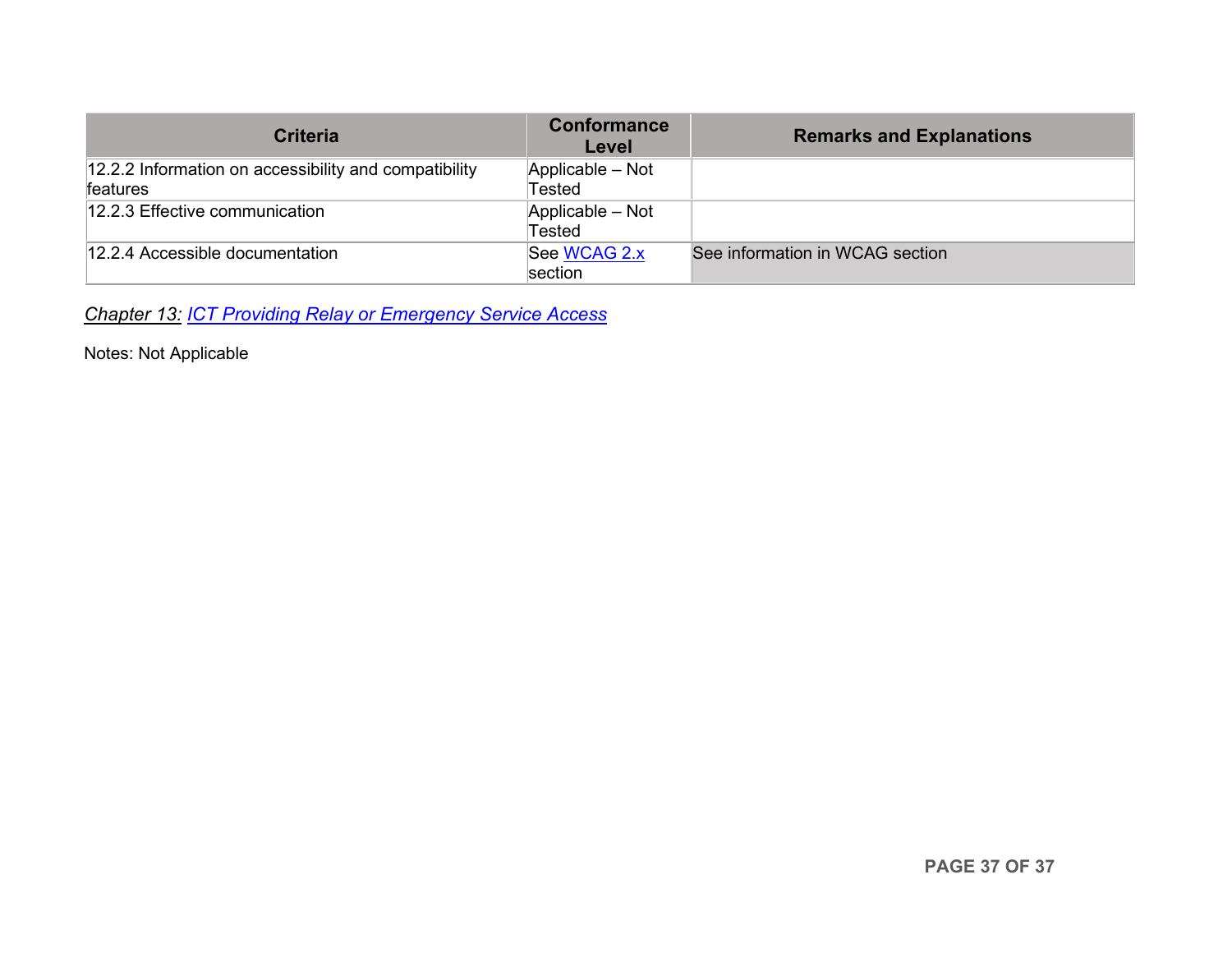| Criteria | Conformance Level | Remarks and Explanations |
|---|---|---|
| 12.2.2 Information on accessibility and compatibility features | Applicable – Not Tested | |
| 12.2.3 Effective communication | Applicable – Not Tested | |
| 12.2.4 Accessible documentation | See WCAG 2.x section | See information in WCAG section |

*Chapter 13: ICT Providing Relay or Emergency Service Access*

Notes: Not Applicable